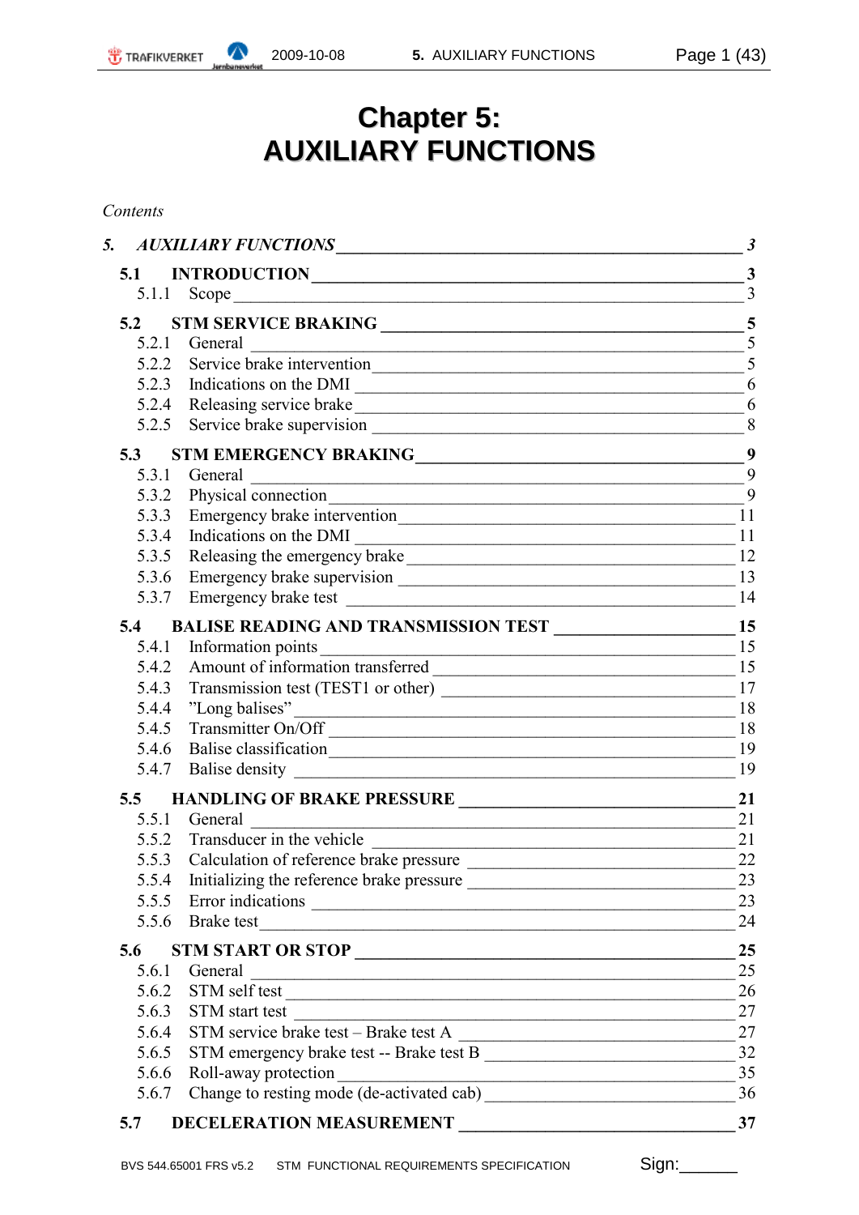# Chapter 5:
# AUXILIARY FUNCTIONS

*Contents*

***5. AUXILIARY FUNCTIONS*** — ***3***

**5.1 INTRODUCTION** — **3**
- 5.1.1 Scope — 3

**5.2 STM SERVICE BRAKING** — **5**
- 5.2.1 General — 5
- 5.2.2 Service brake intervention — 5
- 5.2.3 Indications on the DMI — 6
- 5.2.4 Releasing service brake — 6
- 5.2.5 Service brake supervision — 8

**5.3 STM EMERGENCY BRAKING** — **9**
- 5.3.1 General — 9
- 5.3.2 Physical connection — 9
- 5.3.3 Emergency brake intervention — 11
- 5.3.4 Indications on the DMI — 11
- 5.3.5 Releasing the emergency brake — 12
- 5.3.6 Emergency brake supervision — 13
- 5.3.7 Emergency brake test — 14

**5.4 BALISE READING AND TRANSMISSION TEST** — **15**
- 5.4.1 Information points — 15
- 5.4.2 Amount of information transferred — 15
- 5.4.3 Transmission test (TEST1 or other) — 17
- 5.4.4 ”Long balises” — 18
- 5.4.5 Transmitter On/Off — 18
- 5.4.6 Balise classification — 19
- 5.4.7 Balise density — 19

**5.5 HANDLING OF BRAKE PRESSURE** — **21**
- 5.5.1 General — 21
- 5.5.2 Transducer in the vehicle — 21
- 5.5.3 Calculation of reference brake pressure — 22
- 5.5.4 Initializing the reference brake pressure — 23
- 5.5.5 Error indications — 23
- 5.5.6 Brake test — 24

**5.6 STM START OR STOP** — **25**
- 5.6.1 General — 25
- 5.6.2 STM self test — 26
- 5.6.3 STM start test — 27
- 5.6.4 STM service brake test – Brake test A — 27
- 5.6.5 STM emergency brake test -- Brake test B — 32
- 5.6.6 Roll-away protection — 35
- 5.6.7 Change to resting mode (de-activated cab) — 36

**5.7 DECELERATION MEASUREMENT** — **37**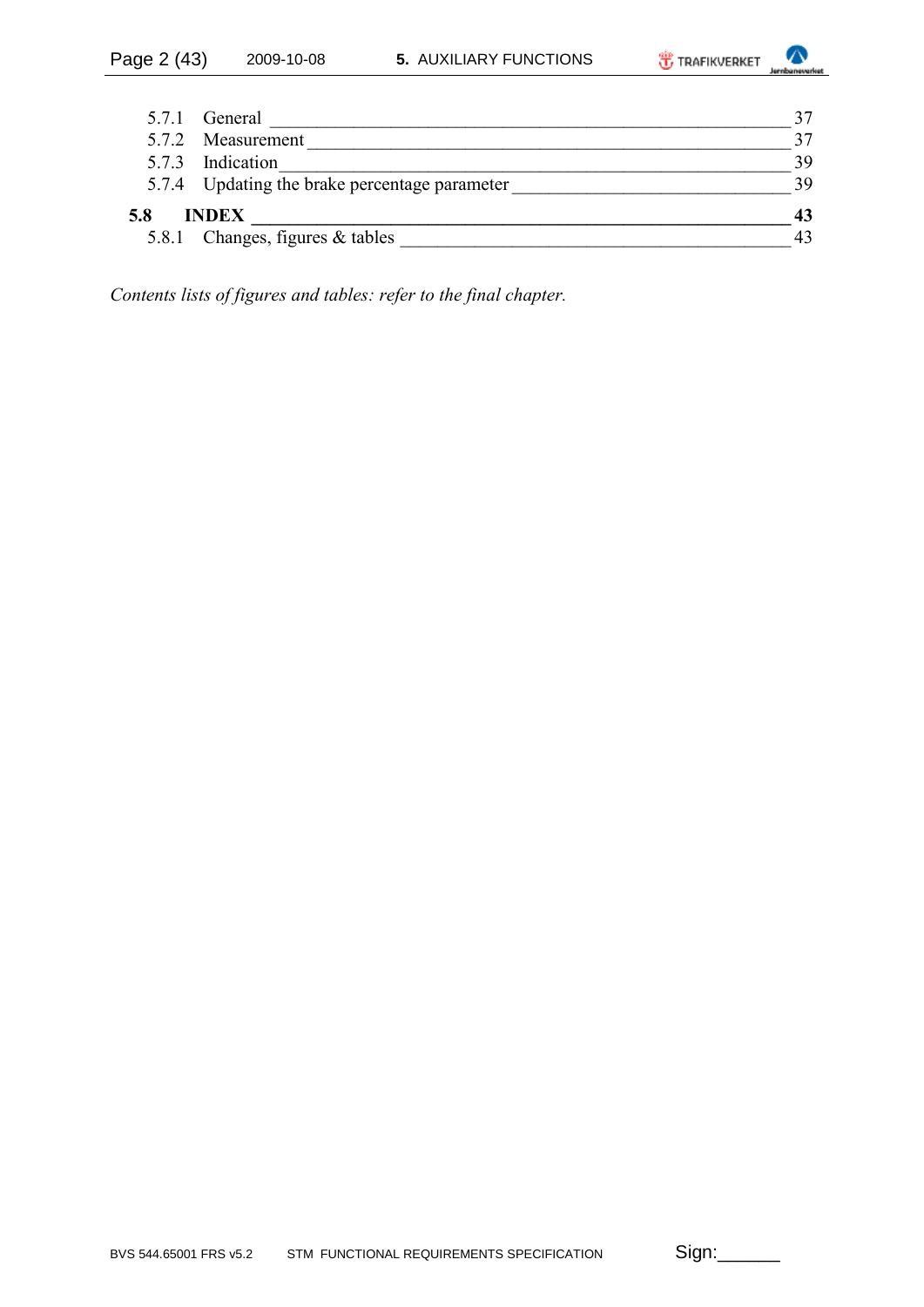| | | |
|---|---|---|
| 5.7.1 | General | 37 |
| 5.7.2 | Measurement | 37 |
| 5.7.3 | Indication | 39 |
| 5.7.4 | Updating the brake percentage parameter | 39 |
| **5.8** | **INDEX** | **43** |
| 5.8.1 | Changes, figures & tables | 43 |

*Contents lists of figures and tables: refer to the final chapter.*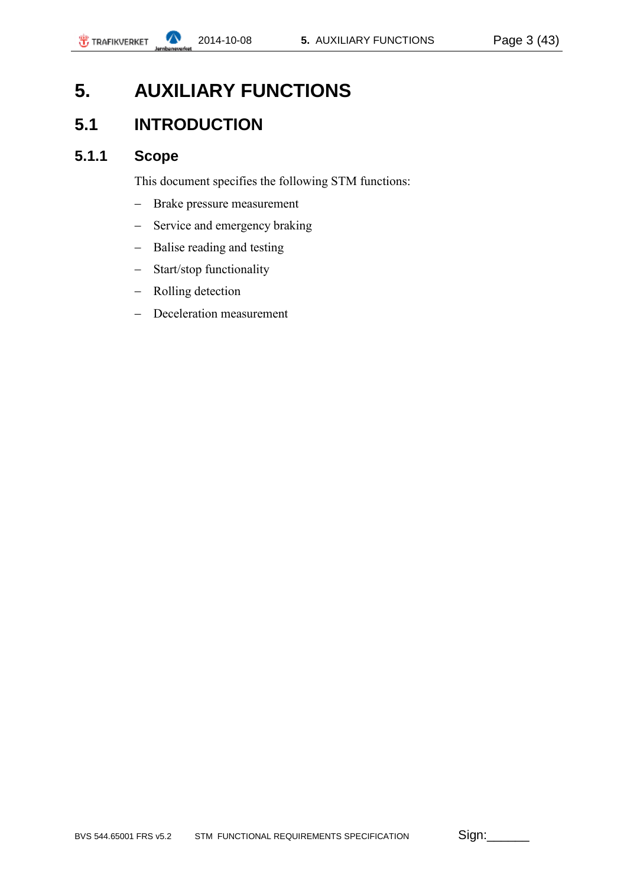# 5. AUXILIARY FUNCTIONS

## 5.1 INTRODUCTION

### 5.1.1 Scope

This document specifies the following STM functions:

- Brake pressure measurement
- Service and emergency braking
- Balise reading and testing
- Start/stop functionality
- Rolling detection
- Deceleration measurement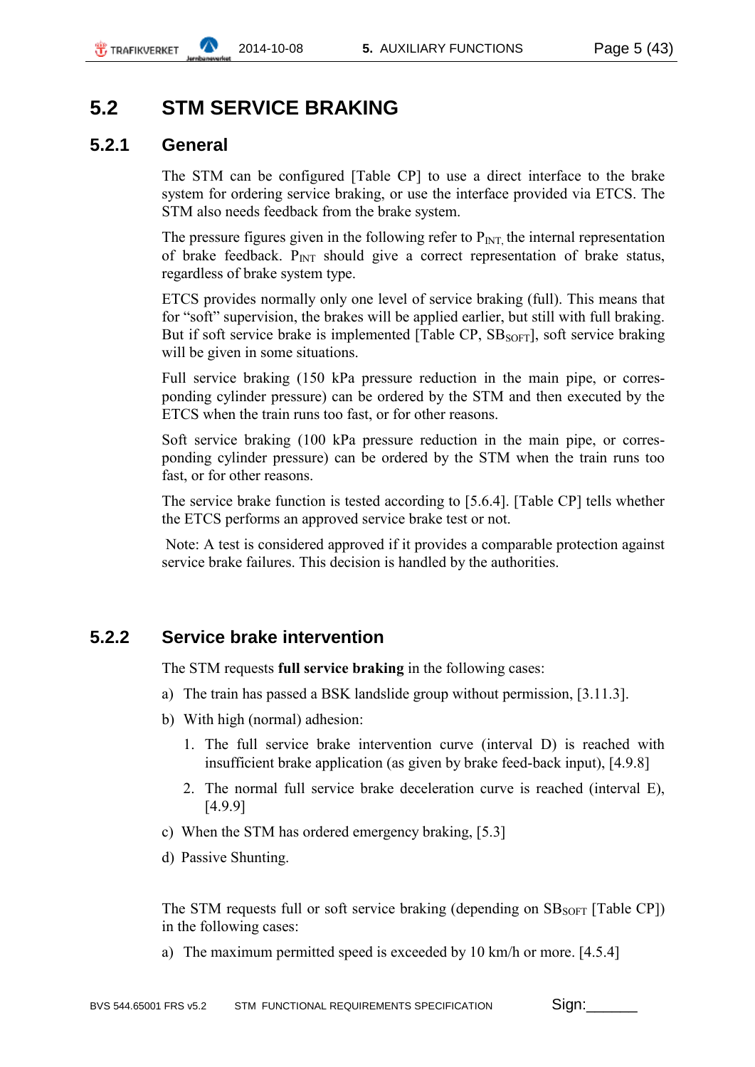## 5.2 STM SERVICE BRAKING

### 5.2.1 General

The STM can be configured [Table CP] to use a direct interface to the brake system for ordering service braking, or use the interface provided via ETCS. The STM also needs feedback from the brake system.

The pressure figures given in the following refer to $P_{INT,}$ the internal representation of brake feedback. $P_{INT}$ should give a correct representation of brake status, regardless of brake system type.

ETCS provides normally only one level of service braking (full). This means that for "soft" supervision, the brakes will be applied earlier, but still with full braking. But if soft service brake is implemented [Table CP, $SB_{SOFT}$], soft service braking will be given in some situations.

Full service braking (150 kPa pressure reduction in the main pipe, or corresponding cylinder pressure) can be ordered by the STM and then executed by the ETCS when the train runs too fast, or for other reasons.

Soft service braking (100 kPa pressure reduction in the main pipe, or corresponding cylinder pressure) can be ordered by the STM when the train runs too fast, or for other reasons.

The service brake function is tested according to [5.6.4]. [Table CP] tells whether the ETCS performs an approved service brake test or not.

Note: A test is considered approved if it provides a comparable protection against service brake failures. This decision is handled by the authorities.

### 5.2.2 Service brake intervention

The STM requests **full service braking** in the following cases:

a) The train has passed a BSK landslide group without permission, [3.11.3].

b) With high (normal) adhesion:

1. The full service brake intervention curve (interval D) is reached with insufficient brake application (as given by brake feed-back input), [4.9.8]
2. The normal full service brake deceleration curve is reached (interval E), [4.9.9]

c) When the STM has ordered emergency braking, [5.3]

d) Passive Shunting.

The STM requests full or soft service braking (depending on $SB_{SOFT}$ [Table CP]) in the following cases:

a) The maximum permitted speed is exceeded by 10 km/h or more. [4.5.4]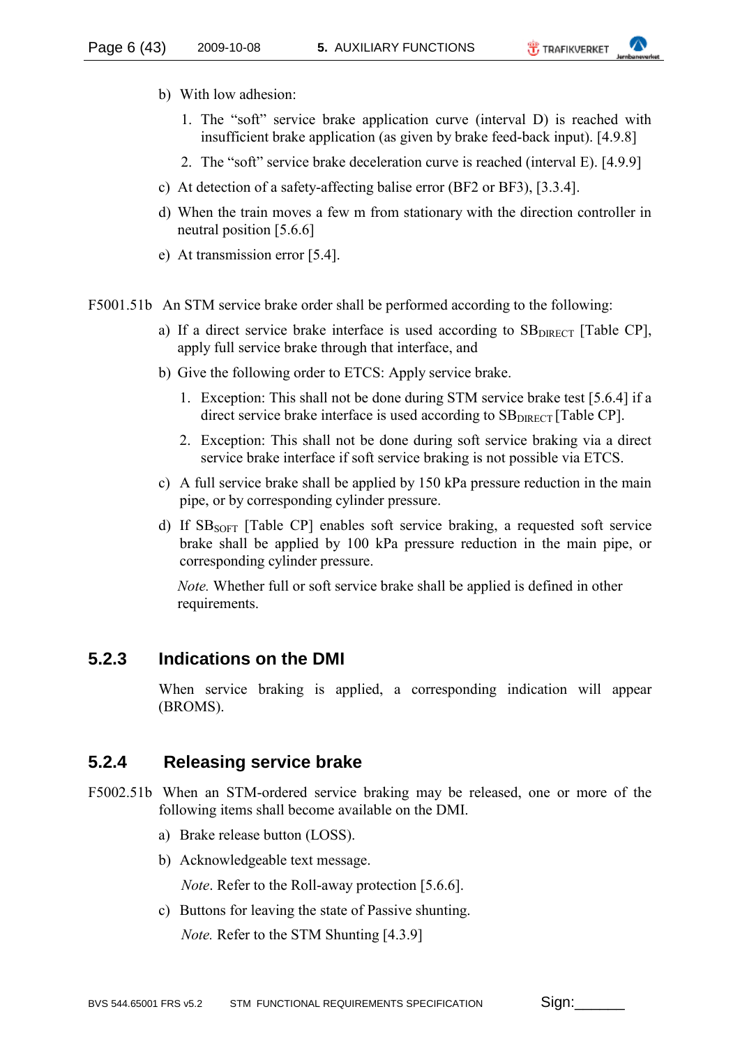b) With low adhesion:

   1. The "soft" service brake application curve (interval D) is reached with insufficient brake application (as given by brake feed-back input). [4.9.8]

   2. The "soft" service brake deceleration curve is reached (interval E). [4.9.9]

c) At detection of a safety-affecting balise error (BF2 or BF3), [3.3.4].

d) When the train moves a few m from stationary with the direction controller in neutral position [5.6.6]

e) At transmission error [5.4].

F5001.51b An STM service brake order shall be performed according to the following:

a) If a direct service brake interface is used according to $SB_{DIRECT}$ [Table CP], apply full service brake through that interface, and

b) Give the following order to ETCS: Apply service brake.

   1. Exception: This shall not be done during STM service brake test [5.6.4] if a direct service brake interface is used according to $SB_{DIRECT}$ [Table CP].

   2. Exception: This shall not be done during soft service braking via a direct service brake interface if soft service braking is not possible via ETCS.

c) A full service brake shall be applied by 150 kPa pressure reduction in the main pipe, or by corresponding cylinder pressure.

d) If $SB_{SOFT}$ [Table CP] enables soft service braking, a requested soft service brake shall be applied by 100 kPa pressure reduction in the main pipe, or corresponding cylinder pressure.

   *Note.* Whether full or soft service brake shall be applied is defined in other requirements.

### 5.2.3 Indications on the DMI

When service braking is applied, a corresponding indication will appear (BROMS).

### 5.2.4 Releasing service brake

F5002.51b When an STM-ordered service braking may be released, one or more of the following items shall become available on the DMI.

a) Brake release button (LOSS).

b) Acknowledgeable text message.

   *Note*. Refer to the Roll-away protection [5.6.6].

c) Buttons for leaving the state of Passive shunting.

   *Note.* Refer to the STM Shunting [4.3.9]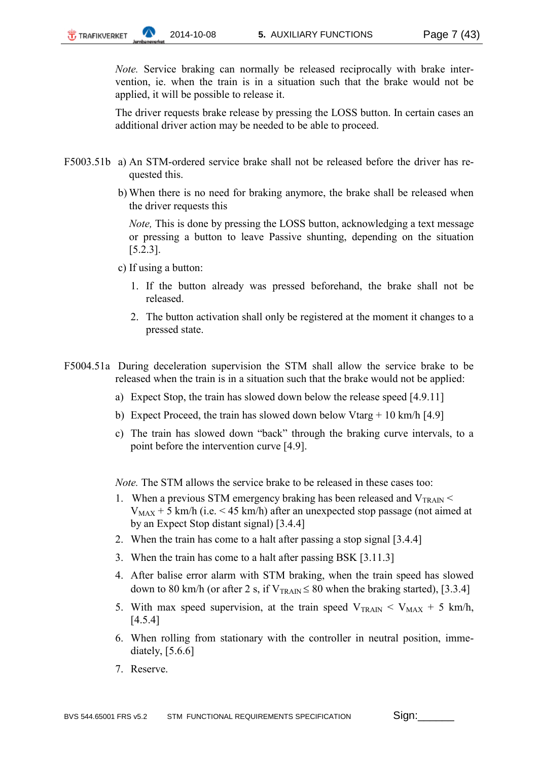*Note.* Service braking can normally be released reciprocally with brake intervention, ie. when the train is in a situation such that the brake would not be applied, it will be possible to release it.

The driver requests brake release by pressing the LOSS button. In certain cases an additional driver action may be needed to be able to proceed.

F5003.51b a) An STM-ordered service brake shall not be released before the driver has requested this.

b) When there is no need for braking anymore, the brake shall be released when the driver requests this

*Note,* This is done by pressing the LOSS button, acknowledging a text message or pressing a button to leave Passive shunting, depending on the situation [5.2.3].

c) If using a button:

1. If the button already was pressed beforehand, the brake shall not be released.
2. The button activation shall only be registered at the moment it changes to a pressed state.

F5004.51a During deceleration supervision the STM shall allow the service brake to be released when the train is in a situation such that the brake would not be applied:

a) Expect Stop, the train has slowed down below the release speed [4.9.11]

b) Expect Proceed, the train has slowed down below Vtarg + 10 km/h [4.9]

c) The train has slowed down "back" through the braking curve intervals, to a point before the intervention curve [4.9].

*Note.* The STM allows the service brake to be released in these cases too:

1. When a previous STM emergency braking has been released and $V_{TRAIN} < V_{MAX} + 5$ km/h (i.e. < 45 km/h) after an unexpected stop passage (not aimed at by an Expect Stop distant signal) [3.4.4]
2. When the train has come to a halt after passing a stop signal [3.4.4]
3. When the train has come to a halt after passing BSK [3.11.3]
4. After balise error alarm with STM braking, when the train speed has slowed down to 80 km/h (or after 2 s, if $V_{TRAIN} \leq 80$ when the braking started), [3.3.4]
5. With max speed supervision, at the train speed $V_{TRAIN} < V_{MAX} + 5$ km/h, [4.5.4]
6. When rolling from stationary with the controller in neutral position, immediately, [5.6.6]
7. Reserve.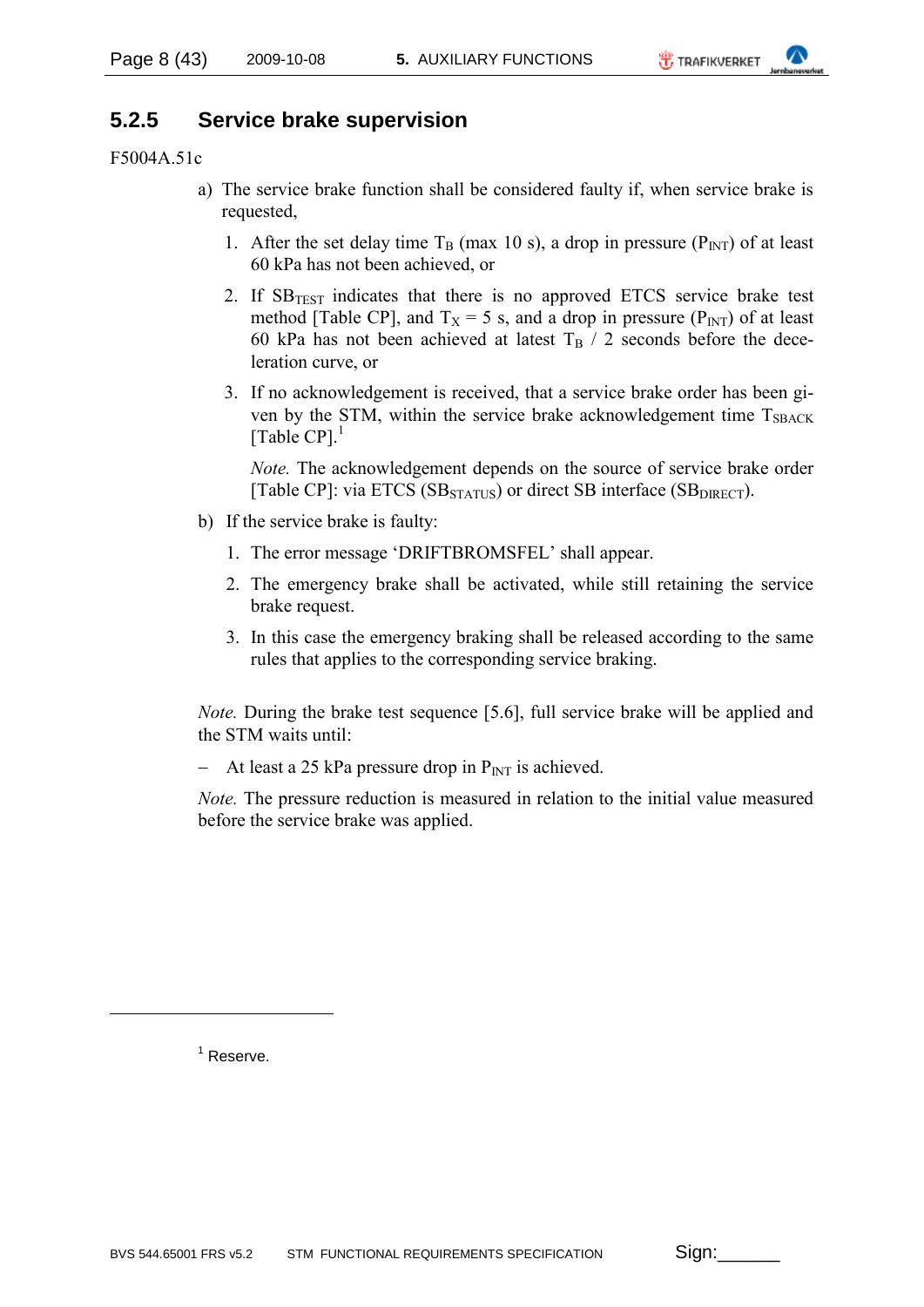### 5.2.5 Service brake supervision

F5004A.51c

a) The service brake function shall be considered faulty if, when service brake is requested,

   1. After the set delay time $T_B$ (max 10 s), a drop in pressure ($P_{INT}$) of at least 60 kPa has not been achieved, or

   2. If $SB_{TEST}$ indicates that there is no approved ETCS service brake test method [Table CP], and $T_X$ = 5 s, and a drop in pressure ($P_{INT}$) of at least 60 kPa has not been achieved at latest $T_B$ / 2 seconds before the deceleration curve, or

   3. If no acknowledgement is received, that a service brake order has been given by the STM, within the service brake acknowledgement time $T_{SBACK}$ [Table CP].[1]

      *Note.* The acknowledgement depends on the source of service brake order [Table CP]: via ETCS ($SB_{STATUS}$) or direct SB interface ($SB_{DIRECT}$).

b) If the service brake is faulty:

   1. The error message 'DRIFTBROMSFEL' shall appear.

   2. The emergency brake shall be activated, while still retaining the service brake request.

   3. In this case the emergency braking shall be released according to the same rules that applies to the corresponding service braking.

*Note.* During the brake test sequence [5.6], full service brake will be applied and the STM waits until:

– At least a 25 kPa pressure drop in $P_{INT}$ is achieved.

*Note.* The pressure reduction is measured in relation to the initial value measured before the service brake was applied.

---

[1] Reserve.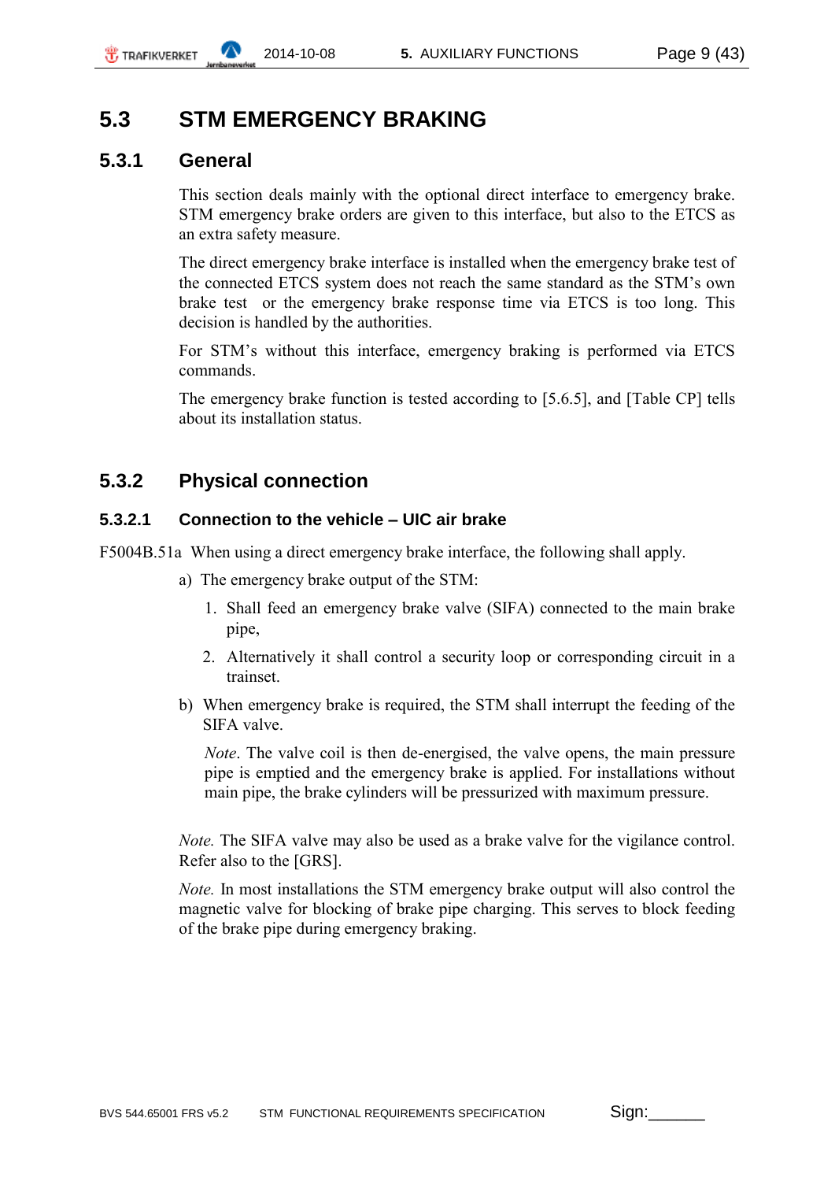# 5.3 STM EMERGENCY BRAKING

## 5.3.1 General

This section deals mainly with the optional direct interface to emergency brake. STM emergency brake orders are given to this interface, but also to the ETCS as an extra safety measure.

The direct emergency brake interface is installed when the emergency brake test of the connected ETCS system does not reach the same standard as the STM's own brake test or the emergency brake response time via ETCS is too long. This decision is handled by the authorities.

For STM's without this interface, emergency braking is performed via ETCS commands.

The emergency brake function is tested according to [5.6.5], and [Table CP] tells about its installation status.

## 5.3.2 Physical connection

### 5.3.2.1 Connection to the vehicle – UIC air brake

F5004B.51a When using a direct emergency brake interface, the following shall apply.

a) The emergency brake output of the STM:

1. Shall feed an emergency brake valve (SIFA) connected to the main brake pipe,
2. Alternatively it shall control a security loop or corresponding circuit in a trainset.

b) When emergency brake is required, the STM shall interrupt the feeding of the SIFA valve.

*Note*. The valve coil is then de-energised, the valve opens, the main pressure pipe is emptied and the emergency brake is applied. For installations without main pipe, the brake cylinders will be pressurized with maximum pressure.

*Note.* The SIFA valve may also be used as a brake valve for the vigilance control. Refer also to the [GRS].

*Note.* In most installations the STM emergency brake output will also control the magnetic valve for blocking of brake pipe charging. This serves to block feeding of the brake pipe during emergency braking.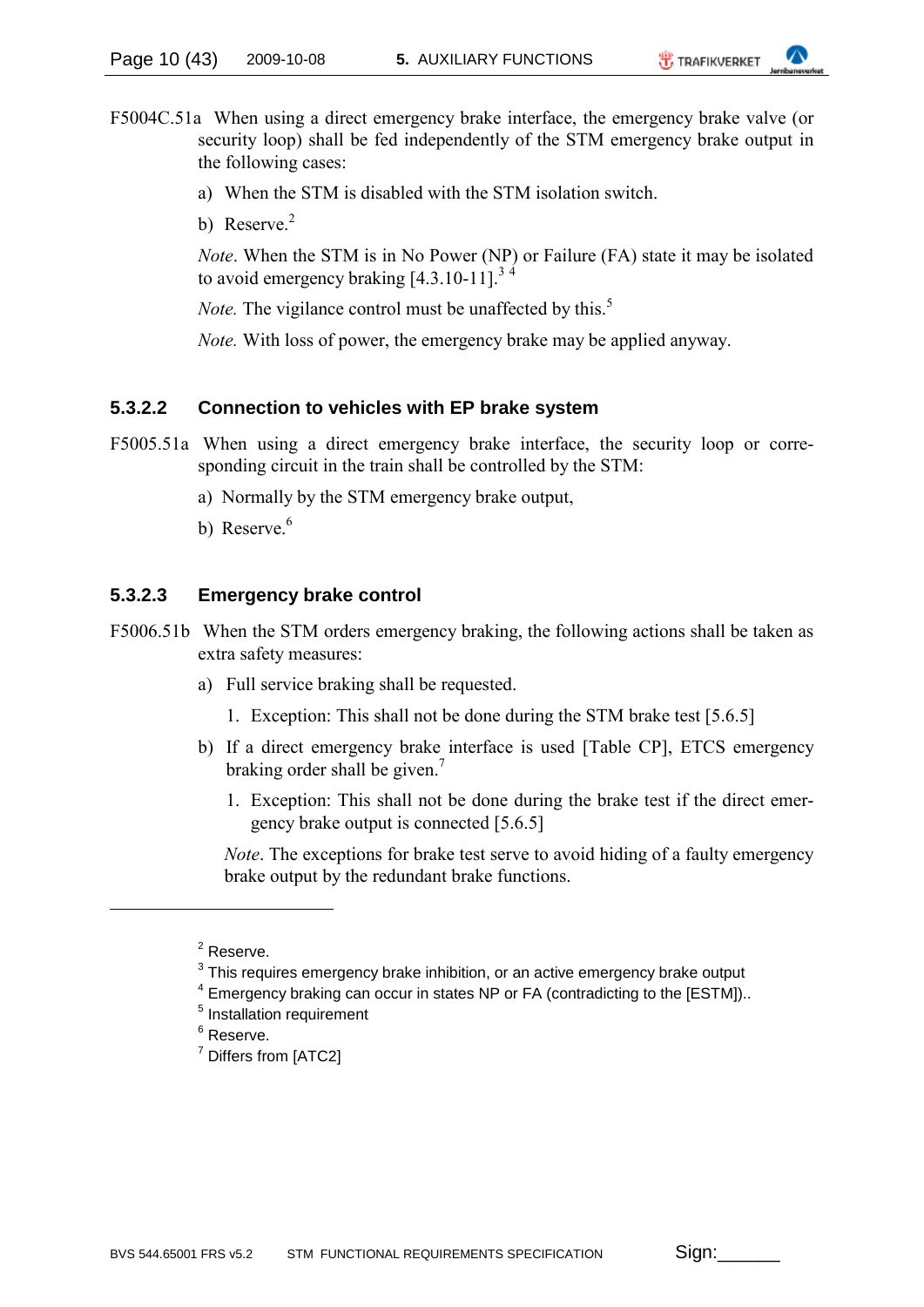F5004C.51a When using a direct emergency brake interface, the emergency brake valve (or security loop) shall be fed independently of the STM emergency brake output in the following cases:

a) When the STM is disabled with the STM isolation switch.

b) Reserve.[2]

*Note*. When the STM is in No Power (NP) or Failure (FA) state it may be isolated to avoid emergency braking [4.3.10-11].[3] [4]

*Note.* The vigilance control must be unaffected by this.[5]

*Note.* With loss of power, the emergency brake may be applied anyway.

### 5.3.2.2 Connection to vehicles with EP brake system

F5005.51a When using a direct emergency brake interface, the security loop or corresponding circuit in the train shall be controlled by the STM:

a) Normally by the STM emergency brake output,

b) Reserve.[6]

### 5.3.2.3 Emergency brake control

F5006.51b When the STM orders emergency braking, the following actions shall be taken as extra safety measures:

a) Full service braking shall be requested.

   1. Exception: This shall not be done during the STM brake test [5.6.5]

b) If a direct emergency brake interface is used [Table CP], ETCS emergency braking order shall be given.[7]

   1. Exception: This shall not be done during the brake test if the direct emergency brake output is connected [5.6.5]

   *Note*. The exceptions for brake test serve to avoid hiding of a faulty emergency brake output by the redundant brake functions.

---

[2] Reserve.

[3] This requires emergency brake inhibition, or an active emergency brake output

[4] Emergency braking can occur in states NP or FA (contradicting to the [ESTM])..

[5] Installation requirement

[6] Reserve.

[7] Differs from [ATC2]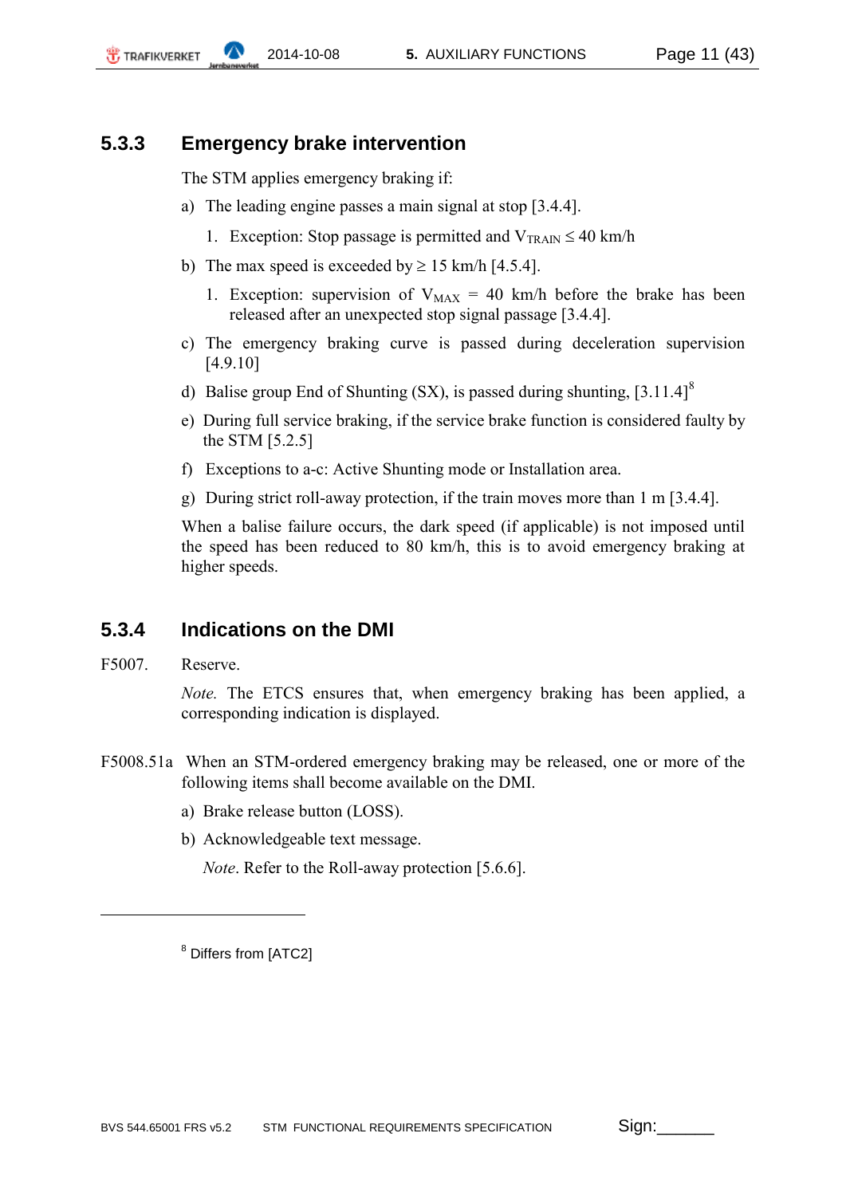### 5.3.3 Emergency brake intervention

The STM applies emergency braking if:

a) The leading engine passes a main signal at stop [3.4.4].

   1. Exception: Stop passage is permitted and $V_{TRAIN} \leq 40$ km/h

b) The max speed is exceeded by ≥ 15 km/h [4.5.4].

   1. Exception: supervision of $V_{MAX} = 40$ km/h before the brake has been released after an unexpected stop signal passage [3.4.4].

c) The emergency braking curve is passed during deceleration supervision [4.9.10]

d) Balise group End of Shunting (SX), is passed during shunting, [3.11.4][8]

e) During full service braking, if the service brake function is considered faulty by the STM [5.2.5]

f) Exceptions to a-c: Active Shunting mode or Installation area.

g) During strict roll-away protection, if the train moves more than 1 m [3.4.4].

When a balise failure occurs, the dark speed (if applicable) is not imposed until the speed has been reduced to 80 km/h, this is to avoid emergency braking at higher speeds.

### 5.3.4 Indications on the DMI

F5007. Reserve.

*Note.* The ETCS ensures that, when emergency braking has been applied, a corresponding indication is displayed.

F5008.51a When an STM-ordered emergency braking may be released, one or more of the following items shall become available on the DMI.

a) Brake release button (LOSS).

b) Acknowledgeable text message.

*Note*. Refer to the Roll-away protection [5.6.6].

---

[8] Differs from [ATC2]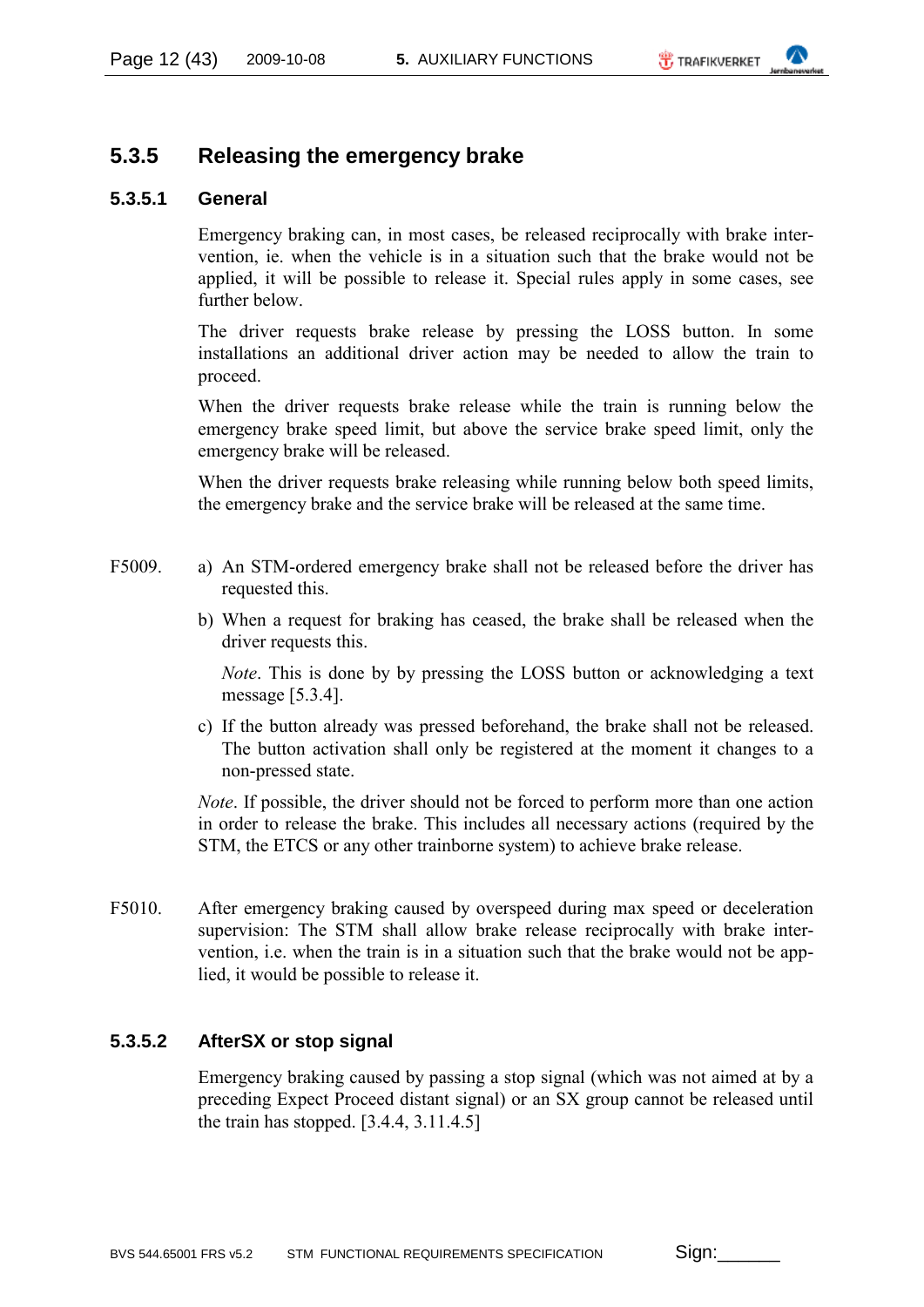### 5.3.5 Releasing the emergency brake

#### 5.3.5.1 General

Emergency braking can, in most cases, be released reciprocally with brake intervention, ie. when the vehicle is in a situation such that the brake would not be applied, it will be possible to release it. Special rules apply in some cases, see further below.

The driver requests brake release by pressing the LOSS button. In some installations an additional driver action may be needed to allow the train to proceed.

When the driver requests brake release while the train is running below the emergency brake speed limit, but above the service brake speed limit, only the emergency brake will be released.

When the driver requests brake releasing while running below both speed limits, the emergency brake and the service brake will be released at the same time.

F5009.

a) An STM-ordered emergency brake shall not be released before the driver has requested this.

b) When a request for braking has ceased, the brake shall be released when the driver requests this.

   *Note*. This is done by by pressing the LOSS button or acknowledging a text message [5.3.4].

c) If the button already was pressed beforehand, the brake shall not be released. The button activation shall only be registered at the moment it changes to a non-pressed state.

*Note*. If possible, the driver should not be forced to perform more than one action in order to release the brake. This includes all necessary actions (required by the STM, the ETCS or any other trainborne system) to achieve brake release.

F5010. After emergency braking caused by overspeed during max speed or deceleration supervision: The STM shall allow brake release reciprocally with brake intervention, i.e. when the train is in a situation such that the brake would not be applied, it would be possible to release it.

#### 5.3.5.2 AfterSX or stop signal

Emergency braking caused by passing a stop signal (which was not aimed at by a preceding Expect Proceed distant signal) or an SX group cannot be released until the train has stopped. [3.4.4, 3.11.4.5]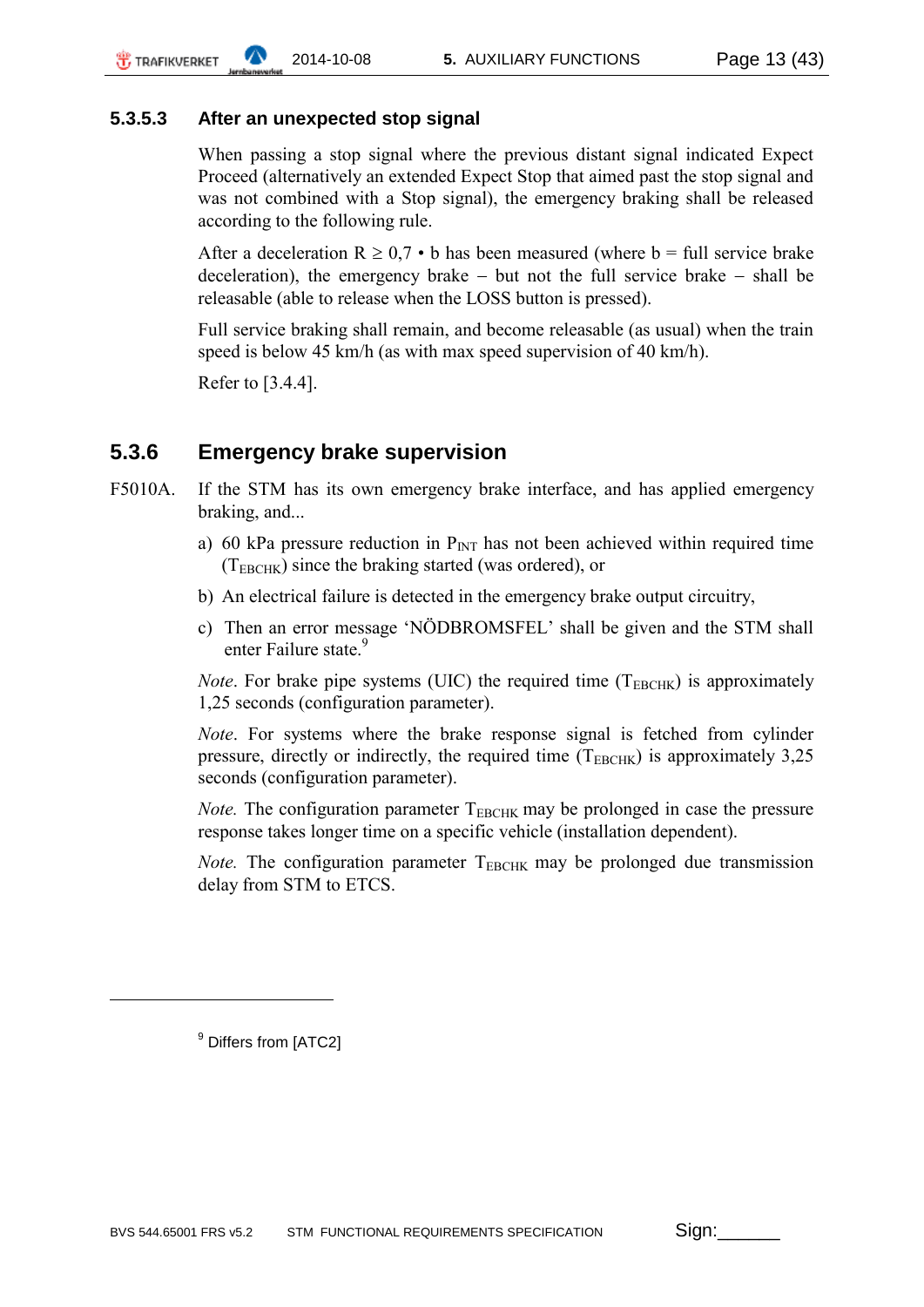#### 5.3.5.3 After an unexpected stop signal

When passing a stop signal where the previous distant signal indicated Expect Proceed (alternatively an extended Expect Stop that aimed past the stop signal and was not combined with a Stop signal), the emergency braking shall be released according to the following rule.

After a deceleration $R \geq 0{,}7 \cdot b$ has been measured (where b = full service brake deceleration), the emergency brake – but not the full service brake – shall be releasable (able to release when the LOSS button is pressed).

Full service braking shall remain, and become releasable (as usual) when the train speed is below 45 km/h (as with max speed supervision of 40 km/h).

Refer to [3.4.4].

### 5.3.6 Emergency brake supervision

F5010A. If the STM has its own emergency brake interface, and has applied emergency braking, and...

a) 60 kPa pressure reduction in $P_{INT}$ has not been achieved within required time ($T_{EBCHK}$) since the braking started (was ordered), or

b) An electrical failure is detected in the emergency brake output circuitry,

c) Then an error message 'NÖDBROMSFEL' shall be given and the STM shall enter Failure state.[9]

*Note*. For brake pipe systems (UIC) the required time ($T_{EBCHK}$) is approximately 1,25 seconds (configuration parameter).

*Note*. For systems where the brake response signal is fetched from cylinder pressure, directly or indirectly, the required time ($T_{EBCHK}$) is approximately 3,25 seconds (configuration parameter).

*Note.* The configuration parameter $T_{EBCHK}$ may be prolonged in case the pressure response takes longer time on a specific vehicle (installation dependent).

*Note.* The configuration parameter $T_{EBCHK}$ may be prolonged due transmission delay from STM to ETCS.

---

[9] Differs from [ATC2]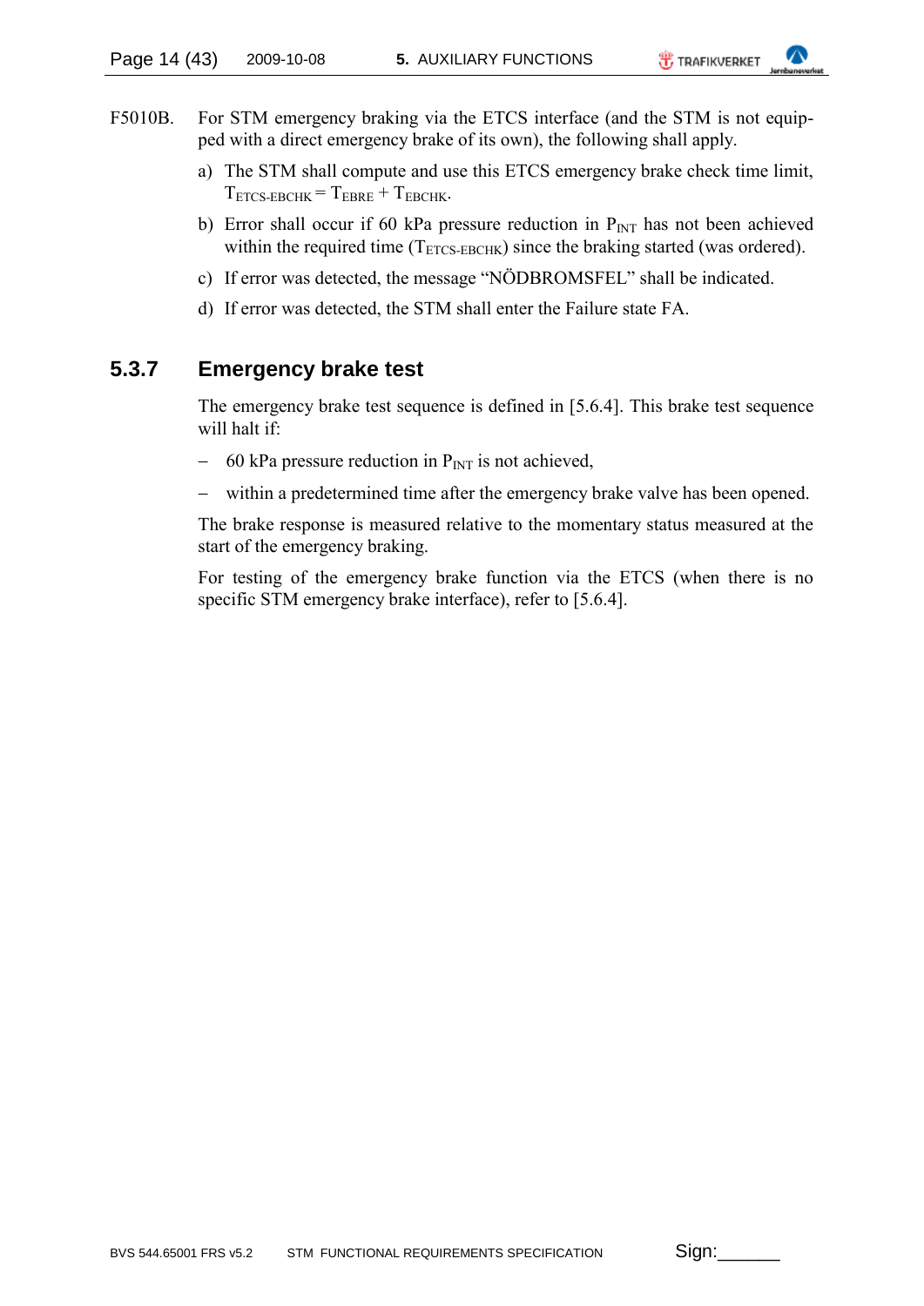F5010B. For STM emergency braking via the ETCS interface (and the STM is not equipped with a direct emergency brake of its own), the following shall apply.

a) The STM shall compute and use this ETCS emergency brake check time limit, $T_{ETCS\text{-}EBCHK} = T_{EBRE} + T_{EBCHK}$.

b) Error shall occur if 60 kPa pressure reduction in $P_{INT}$ has not been achieved within the required time ($T_{ETCS\text{-}EBCHK}$) since the braking started (was ordered).

c) If error was detected, the message “NÖDBROMSFEL” shall be indicated.

d) If error was detected, the STM shall enter the Failure state FA.

### 5.3.7 Emergency brake test

The emergency brake test sequence is defined in [5.6.4]. This brake test sequence will halt if:

– 60 kPa pressure reduction in $P_{INT}$ is not achieved,

– within a predetermined time after the emergency brake valve has been opened.

The brake response is measured relative to the momentary status measured at the start of the emergency braking.

For testing of the emergency brake function via the ETCS (when there is no specific STM emergency brake interface), refer to [5.6.4].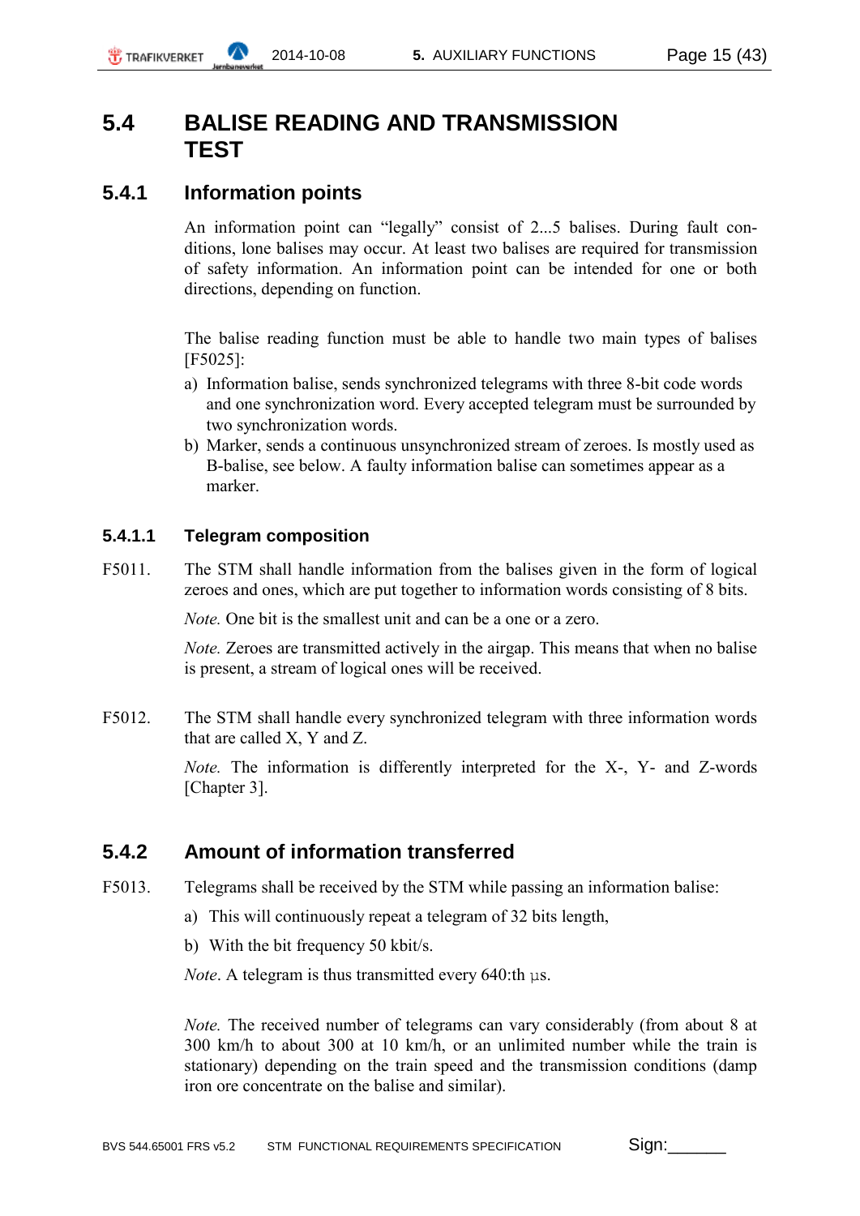# 5.4 BALISE READING AND TRANSMISSION TEST

## 5.4.1 Information points

An information point can "legally" consist of 2...5 balises. During fault conditions, lone balises may occur. At least two balises are required for transmission of safety information. An information point can be intended for one or both directions, depending on function.

The balise reading function must be able to handle two main types of balises [F5025]:

a) Information balise, sends synchronized telegrams with three 8-bit code words and one synchronization word. Every accepted telegram must be surrounded by two synchronization words.
b) Marker, sends a continuous unsynchronized stream of zeroes. Is mostly used as B-balise, see below. A faulty information balise can sometimes appear as a marker.

### 5.4.1.1 Telegram composition

F5011. The STM shall handle information from the balises given in the form of logical zeroes and ones, which are put together to information words consisting of 8 bits.

*Note.* One bit is the smallest unit and can be a one or a zero.

*Note.* Zeroes are transmitted actively in the airgap. This means that when no balise is present, a stream of logical ones will be received.

F5012. The STM shall handle every synchronized telegram with three information words that are called X, Y and Z.

*Note.* The information is differently interpreted for the X-, Y- and Z-words [Chapter 3].

## 5.4.2 Amount of information transferred

F5013. Telegrams shall be received by the STM while passing an information balise:

a) This will continuously repeat a telegram of 32 bits length,

b) With the bit frequency 50 kbit/s.

*Note*. A telegram is thus transmitted every 640:th µs.

*Note.* The received number of telegrams can vary considerably (from about 8 at 300 km/h to about 300 at 10 km/h, or an unlimited number while the train is stationary) depending on the train speed and the transmission conditions (damp iron ore concentrate on the balise and similar).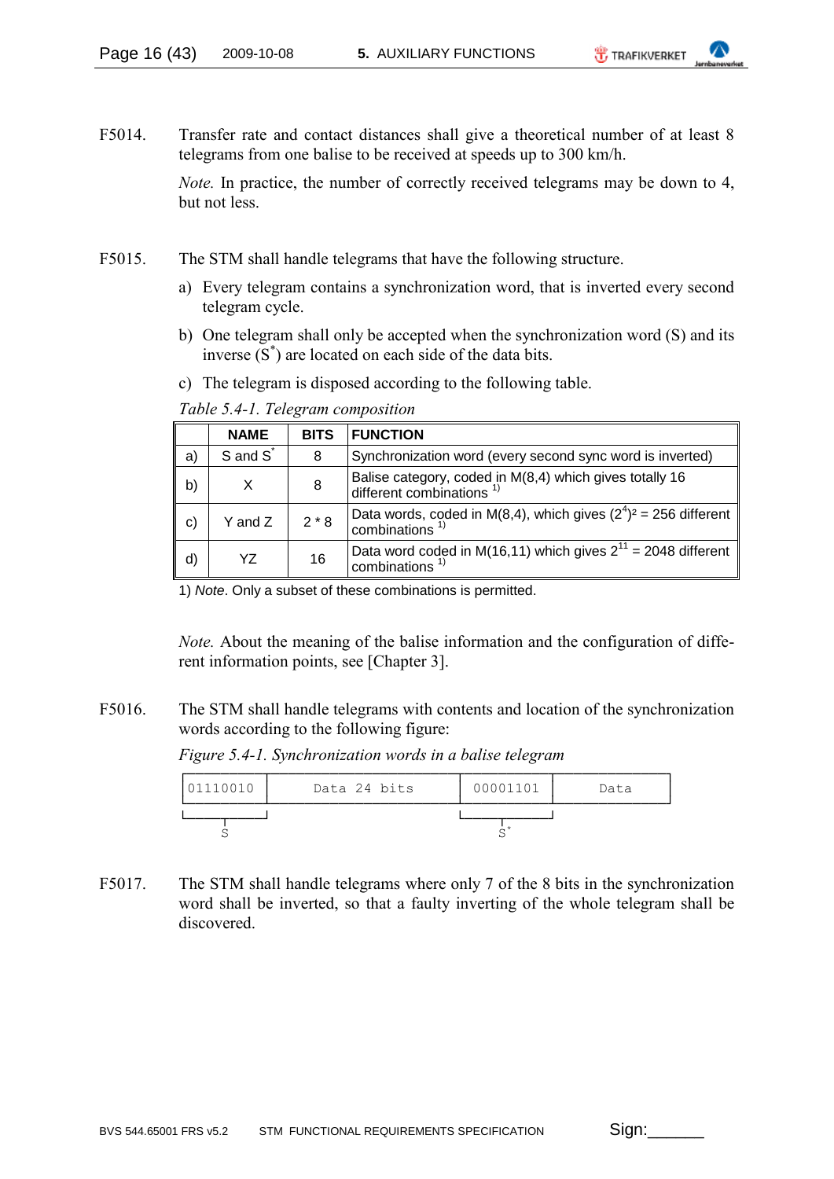F5014. Transfer rate and contact distances shall give a theoretical number of at least 8 telegrams from one balise to be received at speeds up to 300 km/h.

*Note.* In practice, the number of correctly received telegrams may be down to 4, but not less.

F5015. The STM shall handle telegrams that have the following structure.

a) Every telegram contains a synchronization word, that is inverted every second telegram cycle.

b) One telegram shall only be accepted when the synchronization word (S) and its inverse ($S^*$) are located on each side of the data bits.

c) The telegram is disposed according to the following table.

*Table 5.4-1. Telegram composition*

| | NAME | BITS | FUNCTION |
|---|---|---|---|
| a) | S and $S^*$ | 8 | Synchronization word (every second sync word is inverted) |
| b) | X | 8 | Balise category, coded in M(8,4) which gives totally 16 different combinations [1)] |
| c) | Y and Z | 2 * 8 | Data words, coded in M(8,4), which gives $(2^4)^2 = 256$ different combinations [1)] |
| d) | YZ | 16 | Data word coded in M(16,11) which gives $2^{11} = 2048$ different combinations [1)] |

1) *Note*. Only a subset of these combinations is permitted.

*Note.* About the meaning of the balise information and the configuration of different information points, see [Chapter 3].

F5016. The STM shall handle telegrams with contents and location of the synchronization words according to the following figure:

*Figure 5.4-1. Synchronization words in a balise telegram*

```
| 01110010 |     Data 24 bits     | 00001101 |    Data    |
 ----------                        ----------
     S                                 S*
```

F5017. The STM shall handle telegrams where only 7 of the 8 bits in the synchronization word shall be inverted, so that a faulty inverting of the whole telegram shall be discovered.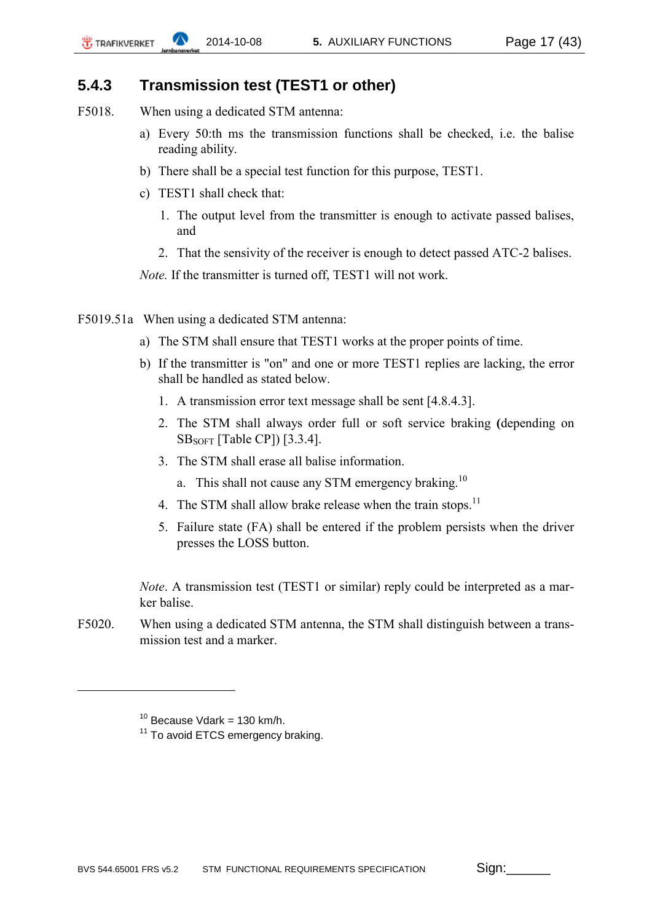### 5.4.3 Transmission test (TEST1 or other)

F5018. When using a dedicated STM antenna:

a) Every 50:th ms the transmission functions shall be checked, i.e. the balise reading ability.

b) There shall be a special test function for this purpose, TEST1.

c) TEST1 shall check that:

1. The output level from the transmitter is enough to activate passed balises, and
2. That the sensivity of the receiver is enough to detect passed ATC-2 balises.

*Note.* If the transmitter is turned off, TEST1 will not work.

F5019.51a When using a dedicated STM antenna:

a) The STM shall ensure that TEST1 works at the proper points of time.

b) If the transmitter is "on" and one or more TEST1 replies are lacking, the error shall be handled as stated below.

1. A transmission error text message shall be sent [4.8.4.3].
2. The STM shall always order full or soft service braking **(**depending on $SB_{SOFT}$ [Table CP]) [3.3.4].
3. The STM shall erase all balise information.
   a. This shall not cause any STM emergency braking.[10]
4. The STM shall allow brake release when the train stops.[11]
5. Failure state (FA) shall be entered if the problem persists when the driver presses the LOSS button.

*Note*. A transmission test (TEST1 or similar) reply could be interpreted as a marker balise.

F5020. When using a dedicated STM antenna, the STM shall distinguish between a transmission test and a marker.

---

[10] Because Vdark = 130 km/h.

[11] To avoid ETCS emergency braking.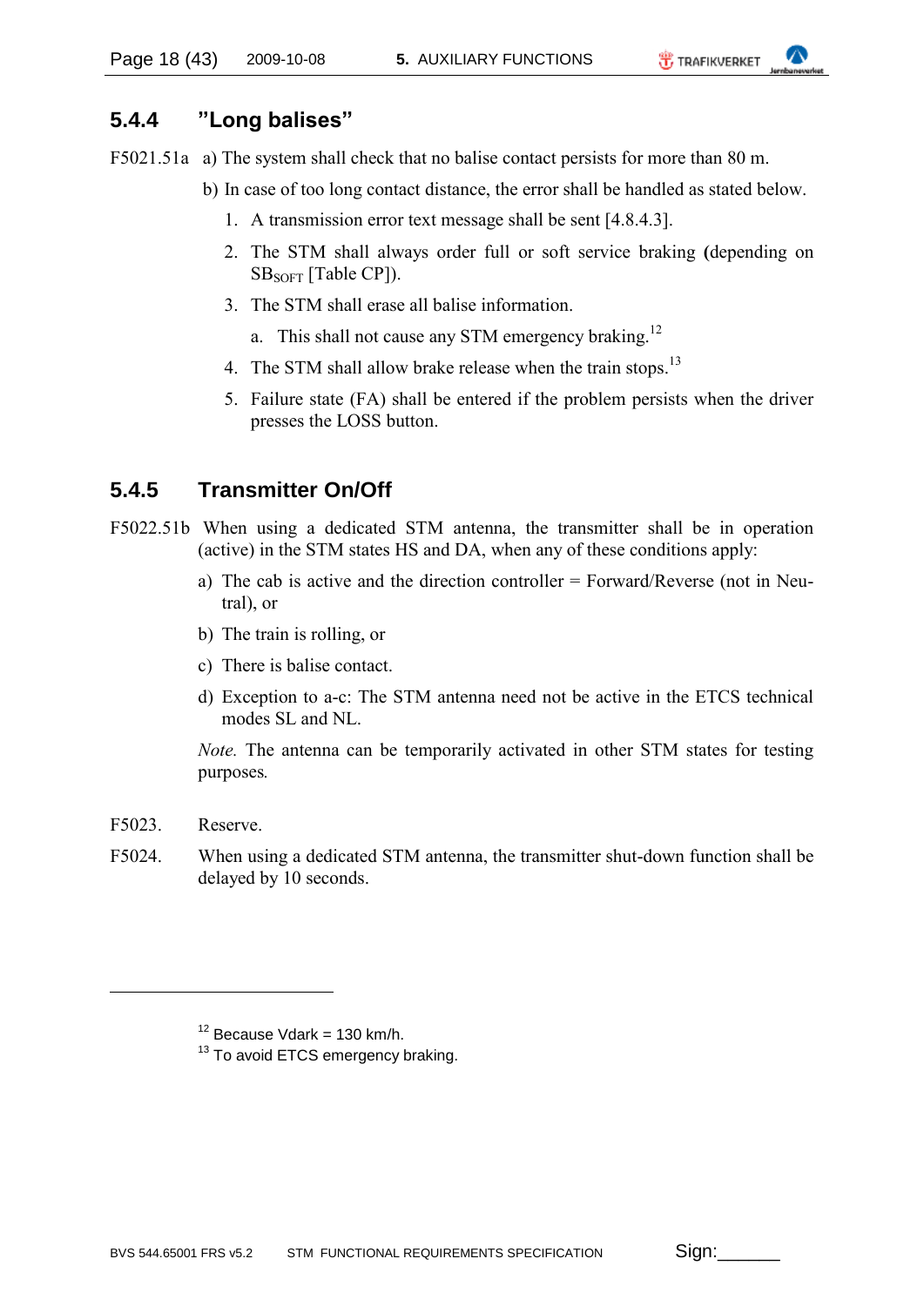### 5.4.4 ”Long balises”

F5021.51a a) The system shall check that no balise contact persists for more than 80 m.

b) In case of too long contact distance, the error shall be handled as stated below.

1. A transmission error text message shall be sent [4.8.4.3].
2. The STM shall always order full or soft service braking **(**depending on $SB_{SOFT}$ [Table CP]).
3. The STM shall erase all balise information.
    a. This shall not cause any STM emergency braking.[12]
4. The STM shall allow brake release when the train stops.[13]
5. Failure state (FA) shall be entered if the problem persists when the driver presses the LOSS button.

### 5.4.5 Transmitter On/Off

F5022.51b When using a dedicated STM antenna, the transmitter shall be in operation (active) in the STM states HS and DA, when any of these conditions apply:

a) The cab is active and the direction controller = Forward/Reverse (not in Neutral), or

b) The train is rolling, or

c) There is balise contact.

d) Exception to a-c: The STM antenna need not be active in the ETCS technical modes SL and NL.

*Note.* The antenna can be temporarily activated in other STM states for testing purposes.

F5023. Reserve.

F5024. When using a dedicated STM antenna, the transmitter shut-down function shall be delayed by 10 seconds.

---

[12] Because Vdark = 130 km/h.

[13] To avoid ETCS emergency braking.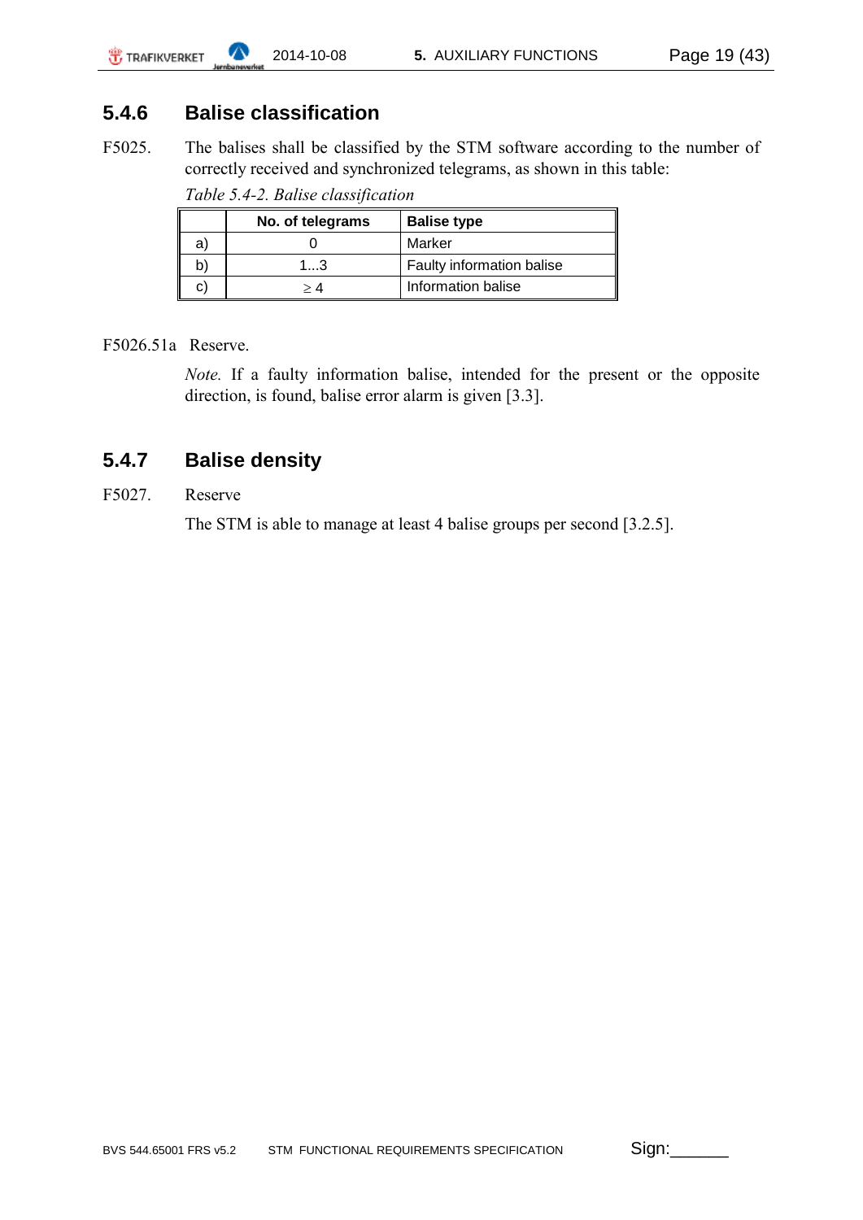### 5.4.6 Balise classification

F5025. The balises shall be classified by the STM software according to the number of correctly received and synchronized telegrams, as shown in this table:

*Table 5.4-2. Balise classification*

| | No. of telegrams | Balise type |
|---|---|---|
| a) | 0 | Marker |
| b) | 1...3 | Faulty information balise |
| c) | $\geq 4$ | Information balise |

F5026.51a Reserve.

*Note.* If a faulty information balise, intended for the present or the opposite direction, is found, balise error alarm is given [3.3].

### 5.4.7 Balise density

F5027. Reserve

The STM is able to manage at least 4 balise groups per second [3.2.5].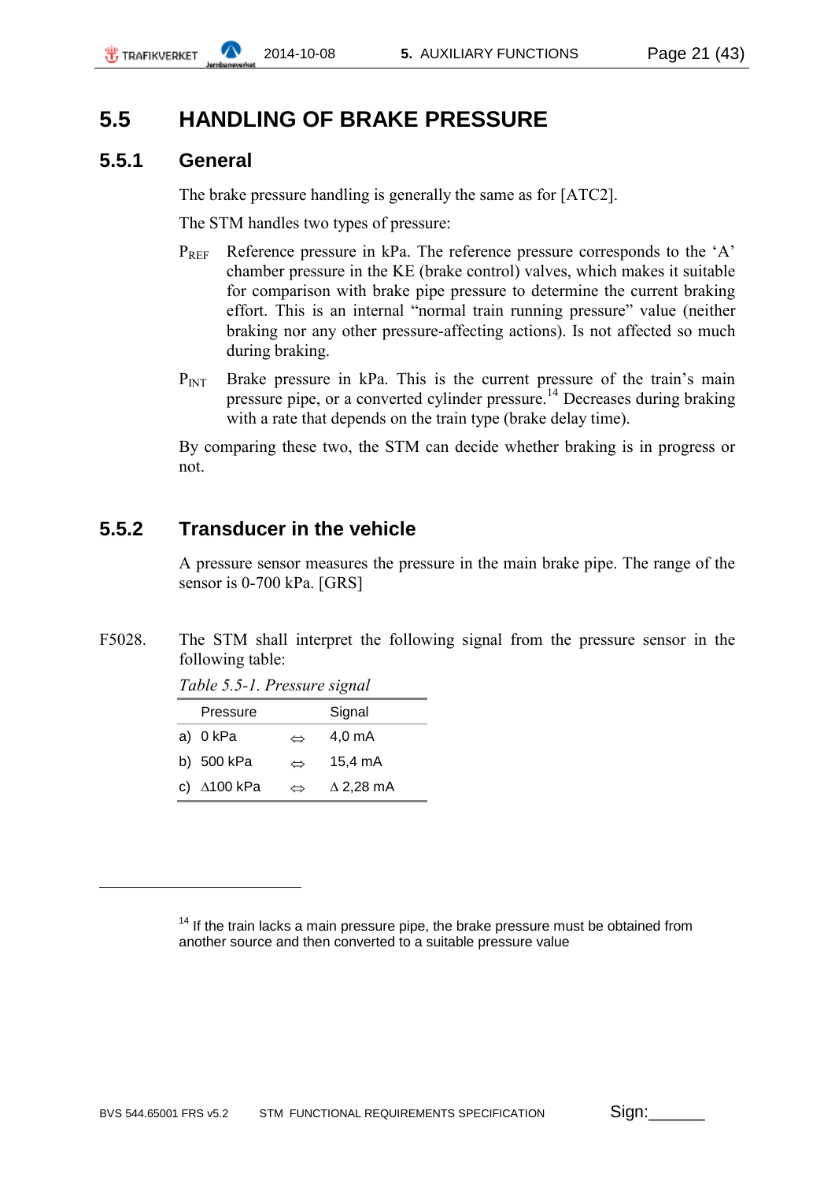# 5.5 HANDLING OF BRAKE PRESSURE

## 5.5.1 General

The brake pressure handling is generally the same as for [ATC2].

The STM handles two types of pressure:

$P_{REF}$ Reference pressure in kPa. The reference pressure corresponds to the 'A' chamber pressure in the KE (brake control) valves, which makes it suitable for comparison with brake pipe pressure to determine the current braking effort. This is an internal "normal train running pressure" value (neither braking nor any other pressure-affecting actions). Is not affected so much during braking.

$P_{INT}$ Brake pressure in kPa. This is the current pressure of the train's main pressure pipe, or a converted cylinder pressure.[14] Decreases during braking with a rate that depends on the train type (brake delay time).

By comparing these two, the STM can decide whether braking is in progress or not.

## 5.5.2 Transducer in the vehicle

A pressure sensor measures the pressure in the main brake pipe. The range of the sensor is 0-700 kPa. [GRS]

F5028. The STM shall interpret the following signal from the pressure sensor in the following table:

*Table 5.5-1. Pressure signal*

| | Pressure | | Signal |
|---|---|---|---|
| a) | 0 kPa | ⇔ | 4,0 mA |
| b) | 500 kPa | ⇔ | 15,4 mA |
| c) | Δ100 kPa | ⇔ | Δ 2,28 mA |

[14] If the train lacks a main pressure pipe, the brake pressure must be obtained from another source and then converted to a suitable pressure value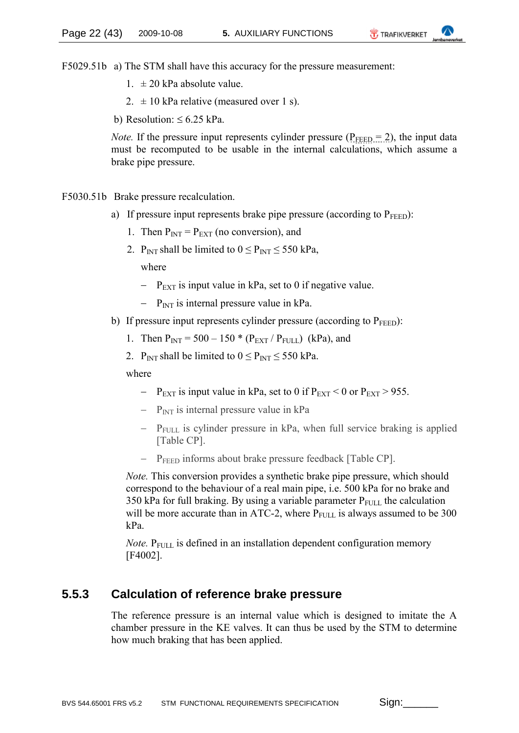F5029.51b a) The STM shall have this accuracy for the pressure measurement:

1. ± 20 kPa absolute value.
2. ± 10 kPa relative (measured over 1 s).

b) Resolution: ≤ 6.25 kPa.

*Note.* If the pressure input represents cylinder pressure ($P_{FEED} = 2$), the input data must be recomputed to be usable in the internal calculations, which assume a brake pipe pressure.

F5030.51b Brake pressure recalculation.

a) If pressure input represents brake pipe pressure (according to $P_{FEED}$):

1. Then $P_{INT} = P_{EXT}$ (no conversion), and
2. $P_{INT}$ shall be limited to $0 \leq P_{INT} \leq 550$ kPa,

   where

   – $P_{EXT}$ is input value in kPa, set to 0 if negative value.

   – $P_{INT}$ is internal pressure value in kPa.

b) If pressure input represents cylinder pressure (according to $P_{FEED}$):

1. Then $P_{INT} = 500 – 150 * (P_{EXT} / P_{FULL})$ (kPa), and
2. $P_{INT}$ shall be limited to $0 \leq P_{INT} \leq 550$ kPa.

where

– $P_{EXT}$ is input value in kPa, set to 0 if $P_{EXT} < 0$ or $P_{EXT} > 955$.

– $P_{INT}$ is internal pressure value in kPa

– $P_{FULL}$ is cylinder pressure in kPa, when full service braking is applied [Table CP].

– $P_{FEED}$ informs about brake pressure feedback [Table CP].

*Note.* This conversion provides a synthetic brake pipe pressure, which should correspond to the behaviour of a real main pipe, i.e. 500 kPa for no brake and 350 kPa for full braking. By using a variable parameter $P_{FULL}$ the calculation will be more accurate than in ATC-2, where $P_{FULL}$ is always assumed to be 300 kPa.

*Note.* $P_{FULL}$ is defined in an installation dependent configuration memory [F4002].

### 5.5.3 Calculation of reference brake pressure

The reference pressure is an internal value which is designed to imitate the A chamber pressure in the KE valves. It can thus be used by the STM to determine how much braking that has been applied.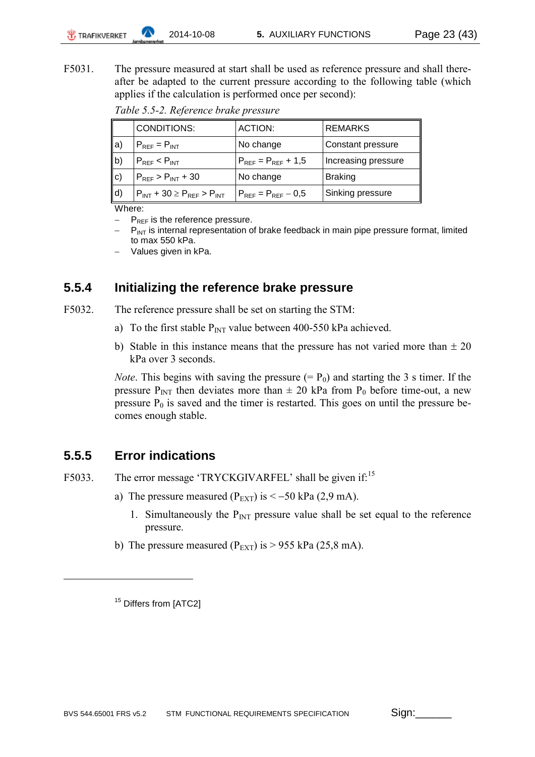F5031. The pressure measured at start shall be used as reference pressure and shall thereafter be adapted to the current pressure according to the following table (which applies if the calculation is performed once per second):

*Table 5.5-2. Reference brake pressure*

| | CONDITIONS: | ACTION: | REMARKS |
|---|---|---|---|
| a) | $P_{REF} = P_{INT}$ | No change | Constant pressure |
| b) | $P_{REF} < P_{INT}$ | $P_{REF} = P_{REF} + 1{,}5$ | Increasing pressure |
| c) | $P_{REF} > P_{INT} + 30$ | No change | Braking |
| d) | $P_{INT} + 30 \geq P_{REF} > P_{INT}$ | $P_{REF} = P_{REF} - 0{,}5$ | Sinking pressure |

Where:

- $P_{REF}$ is the reference pressure.
- $P_{INT}$ is internal representation of brake feedback in main pipe pressure format, limited to max 550 kPa.
- Values given in kPa.

### 5.5.4 Initializing the reference brake pressure

F5032. The reference pressure shall be set on starting the STM:

a) To the first stable $P_{INT}$ value between 400-550 kPa achieved.

b) Stable in this instance means that the pressure has not varied more than ± 20 kPa over 3 seconds.

*Note*. This begins with saving the pressure (= $P_0$) and starting the 3 s timer. If the pressure $P_{INT}$ then deviates more than ± 20 kPa from $P_0$ before time-out, a new pressure $P_0$ is saved and the timer is restarted. This goes on until the pressure becomes enough stable.

### 5.5.5 Error indications

F5033. The error message 'TRYCKGIVARFEL' shall be given if:[15]

a) The pressure measured ($P_{EXT}$) is < –50 kPa (2,9 mA).

   1. Simultaneously the $P_{INT}$ pressure value shall be set equal to the reference pressure.

b) The pressure measured ($P_{EXT}$) is > 955 kPa (25,8 mA).

[15] Differs from [ATC2]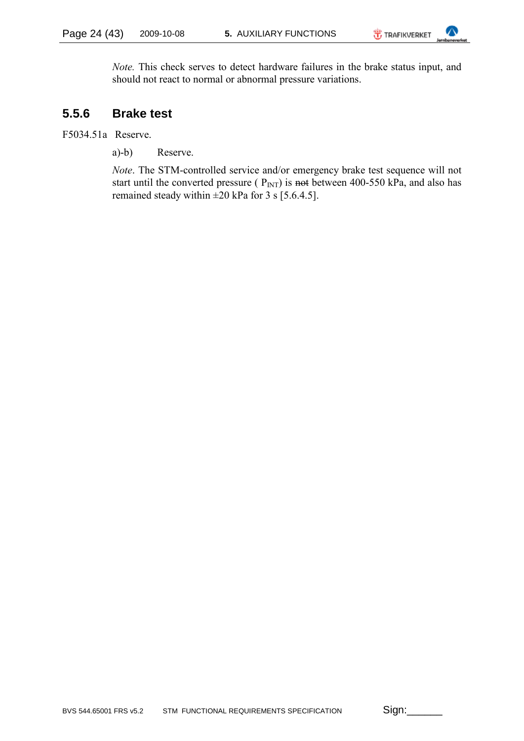*Note.* This check serves to detect hardware failures in the brake status input, and should not react to normal or abnormal pressure variations.

### 5.5.6 Brake test

F5034.51a Reserve.

a)-b) Reserve.

*Note*. The STM-controlled service and/or emergency brake test sequence will not start until the converted pressure ( $P_{INT}$) is ~~not~~ between 400-550 kPa, and also has remained steady within ±20 kPa for 3 s [5.6.4.5].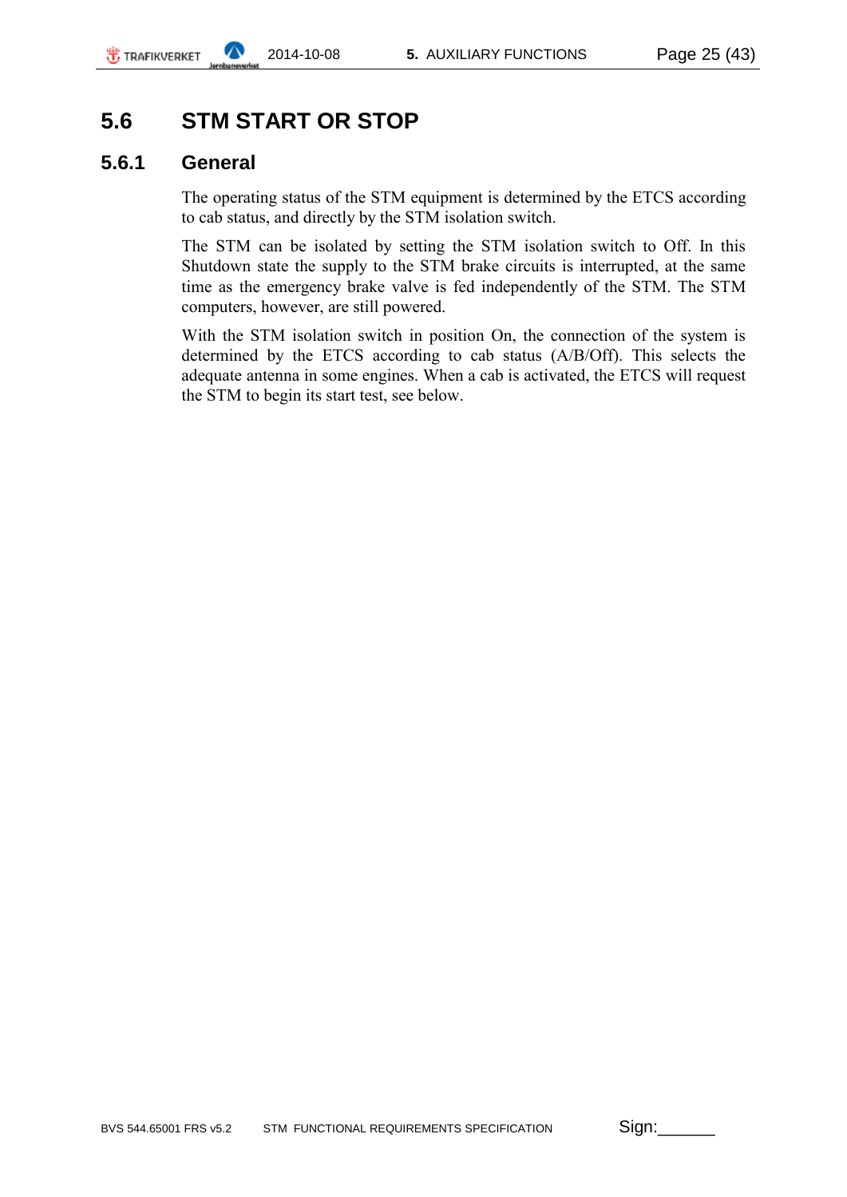## 5.6 STM START OR STOP

### 5.6.1 General

The operating status of the STM equipment is determined by the ETCS according to cab status, and directly by the STM isolation switch.

The STM can be isolated by setting the STM isolation switch to Off. In this Shutdown state the supply to the STM brake circuits is interrupted, at the same time as the emergency brake valve is fed independently of the STM. The STM computers, however, are still powered.

With the STM isolation switch in position On, the connection of the system is determined by the ETCS according to cab status (A/B/Off). This selects the adequate antenna in some engines. When a cab is activated, the ETCS will request the STM to begin its start test, see below.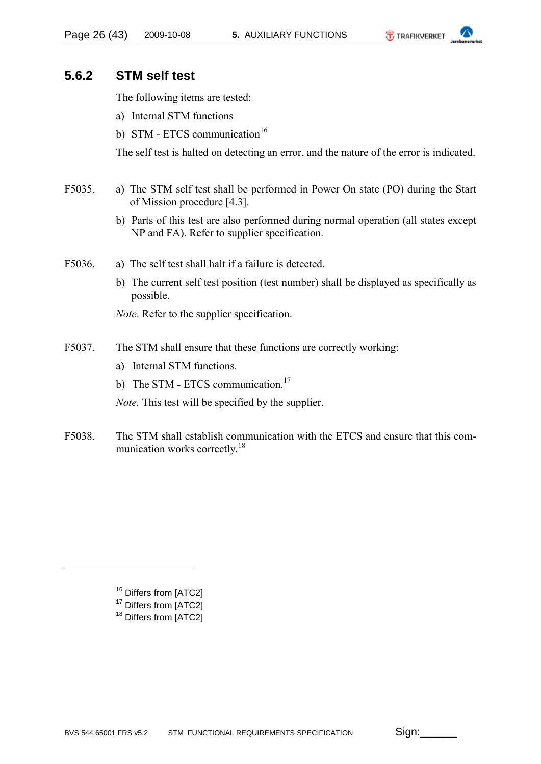### 5.6.2 STM self test

The following items are tested:

a) Internal STM functions

b) STM - ETCS communication[16]

The self test is halted on detecting an error, and the nature of the error is indicated.

F5035. a) The STM self test shall be performed in Power On state (PO) during the Start of Mission procedure [4.3].

b) Parts of this test are also performed during normal operation (all states except NP and FA). Refer to supplier specification.

F5036. a) The self test shall halt if a failure is detected.

b) The current self test position (test number) shall be displayed as specifically as possible.

*Note*. Refer to the supplier specification.

F5037. The STM shall ensure that these functions are correctly working:

a) Internal STM functions.

b) The STM - ETCS communication.[17]

*Note.* This test will be specified by the supplier.

F5038. The STM shall establish communication with the ETCS and ensure that this communication works correctly.[18]

---

[16] Differs from [ATC2]

[17] Differs from [ATC2]

[18] Differs from [ATC2]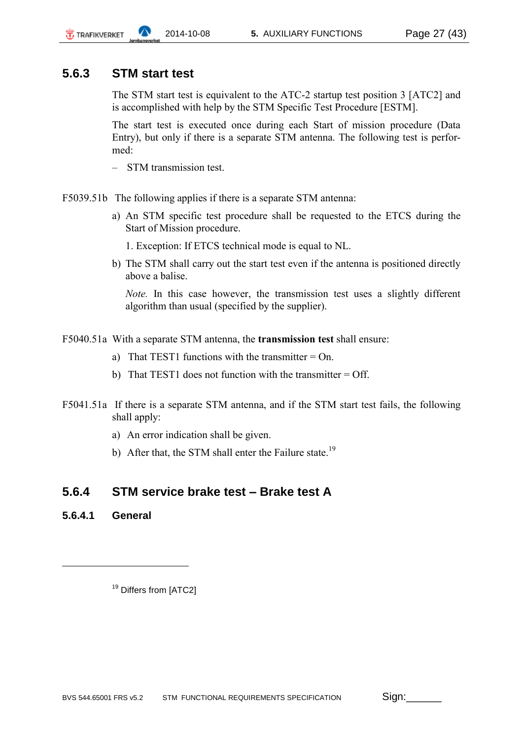### 5.6.3 STM start test

The STM start test is equivalent to the ATC-2 startup test position 3 [ATC2] and is accomplished with help by the STM Specific Test Procedure [ESTM].

The start test is executed once during each Start of mission procedure (Data Entry), but only if there is a separate STM antenna. The following test is performed:

– STM transmission test.

F5039.51b The following applies if there is a separate STM antenna:

a) An STM specific test procedure shall be requested to the ETCS during the Start of Mission procedure.

   1. Exception: If ETCS technical mode is equal to NL.

b) The STM shall carry out the start test even if the antenna is positioned directly above a balise.

   *Note.* In this case however, the transmission test uses a slightly different algorithm than usual (specified by the supplier).

F5040.51a With a separate STM antenna, the **transmission test** shall ensure:

a) That TEST1 functions with the transmitter = On.

b) That TEST1 does not function with the transmitter = Off.

F5041.51a If there is a separate STM antenna, and if the STM start test fails, the following shall apply:

a) An error indication shall be given.

b) After that, the STM shall enter the Failure state.[19]

### 5.6.4 STM service brake test – Brake test A

#### 5.6.4.1 General

---

[19] Differs from [ATC2]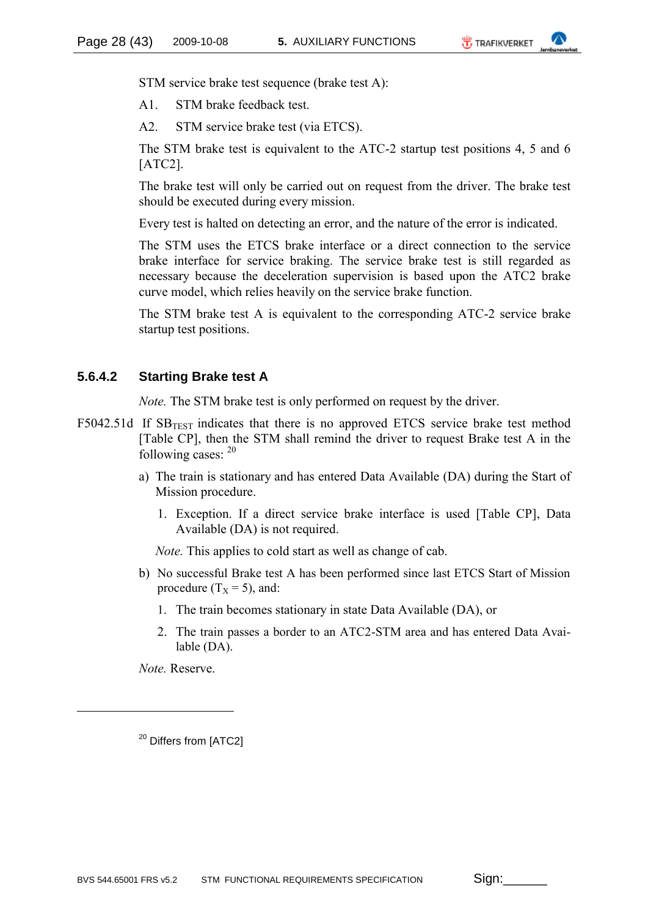STM service brake test sequence (brake test A):

A1. STM brake feedback test.

A2. STM service brake test (via ETCS).

The STM brake test is equivalent to the ATC-2 startup test positions 4, 5 and 6 [ATC2].

The brake test will only be carried out on request from the driver. The brake test should be executed during every mission.

Every test is halted on detecting an error, and the nature of the error is indicated.

The STM uses the ETCS brake interface or a direct connection to the service brake interface for service braking. The service brake test is still regarded as necessary because the deceleration supervision is based upon the ATC2 brake curve model, which relies heavily on the service brake function.

The STM brake test A is equivalent to the corresponding ATC-2 service brake startup test positions.

### 5.6.4.2 Starting Brake test A

*Note.* The STM brake test is only performed on request by the driver.

F5042.51d If $SB_{TEST}$ indicates that there is no approved ETCS service brake test method [Table CP], then the STM shall remind the driver to request Brake test A in the following cases: [20]

a) The train is stationary and has entered Data Available (DA) during the Start of Mission procedure.

   1. Exception. If a direct service brake interface is used [Table CP], Data Available (DA) is not required.

   *Note.* This applies to cold start as well as change of cab.

b) No successful Brake test A has been performed since last ETCS Start of Mission procedure ($T_X = 5$), and:

   1. The train becomes stationary in state Data Available (DA), or

   2. The train passes a border to an ATC2-STM area and has entered Data Available (DA).

*Note.* Reserve.

---

[20] Differs from [ATC2]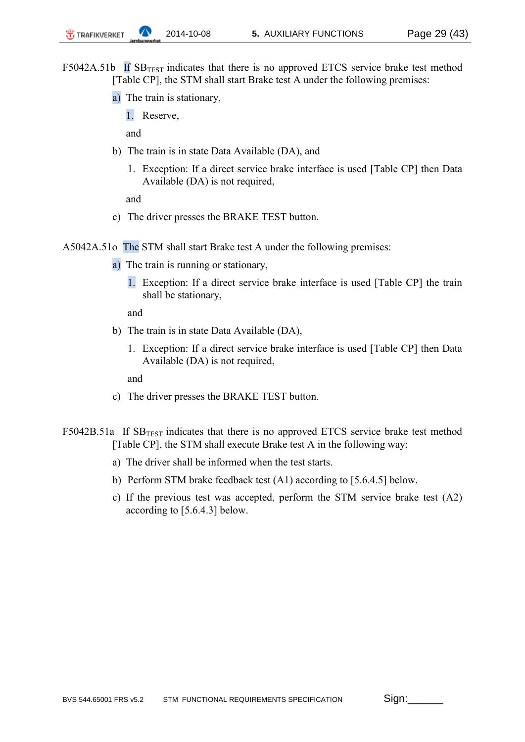F5042A.51b If $SB_{TEST}$ indicates that there is no approved ETCS service brake test method [Table CP], the STM shall start Brake test A under the following premises:

a) The train is stationary,

   1. Reserve,

   and

b) The train is in state Data Available (DA), and

   1. Exception: If a direct service brake interface is used [Table CP] then Data Available (DA) is not required,

   and

c) The driver presses the BRAKE TEST button.

A5042A.51o The STM shall start Brake test A under the following premises:

a) The train is running or stationary,

   1. Exception: If a direct service brake interface is used [Table CP] the train shall be stationary,

   and

b) The train is in state Data Available (DA),

   1. Exception: If a direct service brake interface is used [Table CP] then Data Available (DA) is not required,

   and

c) The driver presses the BRAKE TEST button.

F5042B.51a If $SB_{TEST}$ indicates that there is no approved ETCS service brake test method [Table CP], the STM shall execute Brake test A in the following way:

a) The driver shall be informed when the test starts.

b) Perform STM brake feedback test (A1) according to [5.6.4.5] below.

c) If the previous test was accepted, perform the STM service brake test (A2) according to [5.6.4.3] below.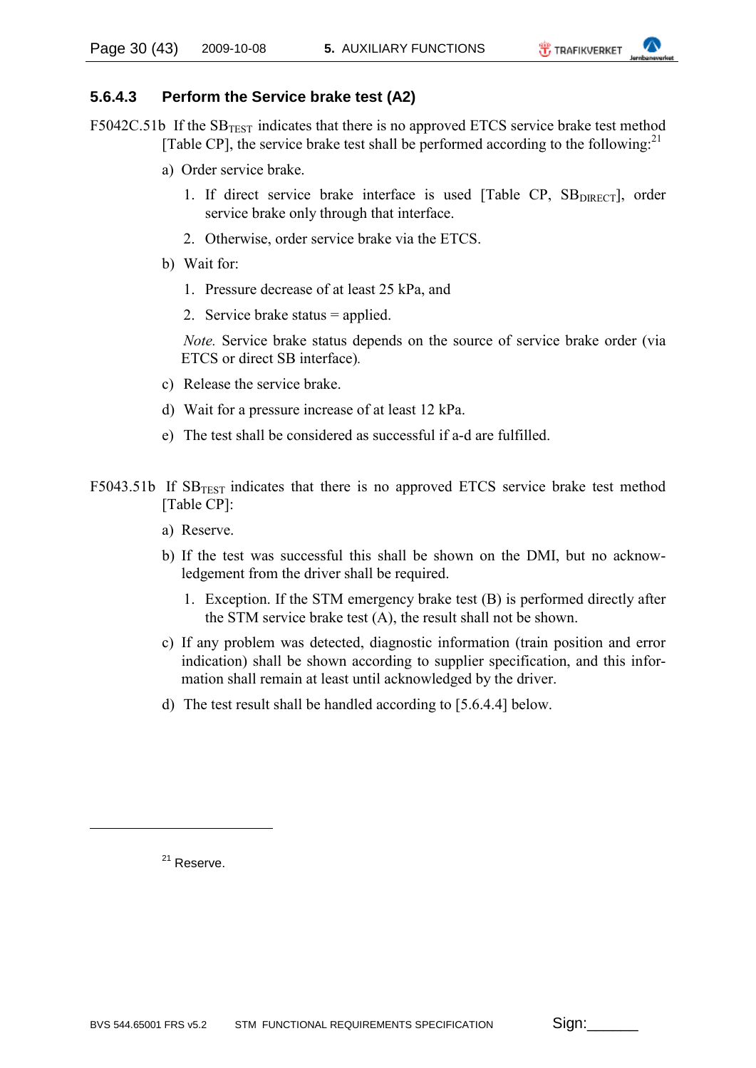### 5.6.4.3 Perform the Service brake test (A2)

F5042C.51b If the $SB_{TEST}$ indicates that there is no approved ETCS service brake test method [Table CP], the service brake test shall be performed according to the following:[21]

a) Order service brake.

1. If direct service brake interface is used [Table CP, $SB_{DIRECT}$], order service brake only through that interface.
2. Otherwise, order service brake via the ETCS.

b) Wait for:

1. Pressure decrease of at least 25 kPa, and
2. Service brake status = applied.

*Note.* Service brake status depends on the source of service brake order (via ETCS or direct SB interface).

c) Release the service brake.

d) Wait for a pressure increase of at least 12 kPa.

e) The test shall be considered as successful if a-d are fulfilled.

F5043.51b If $SB_{TEST}$ indicates that there is no approved ETCS service brake test method [Table CP]:

a) Reserve.

b) If the test was successful this shall be shown on the DMI, but no acknowledgement from the driver shall be required.

1. Exception. If the STM emergency brake test (B) is performed directly after the STM service brake test (A), the result shall not be shown.

c) If any problem was detected, diagnostic information (train position and error indication) shall be shown according to supplier specification, and this information shall remain at least until acknowledged by the driver.

d) The test result shall be handled according to [5.6.4.4] below.

---

[21] Reserve.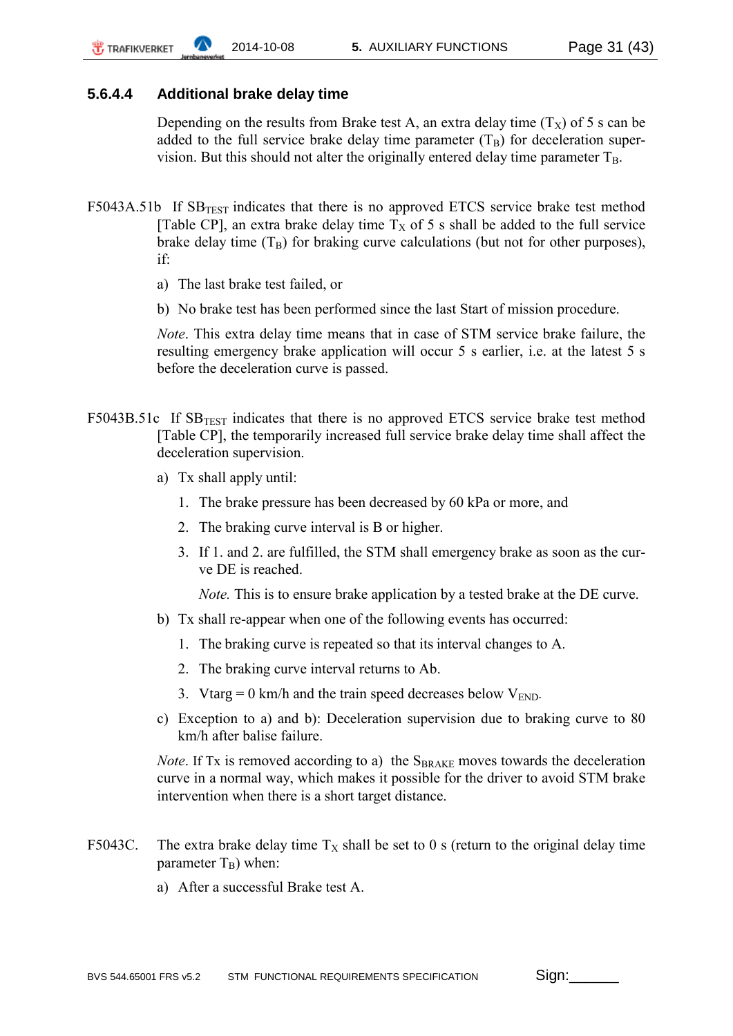#### 5.6.4.4 Additional brake delay time

Depending on the results from Brake test A, an extra delay time ($T_X$) of 5 s can be added to the full service brake delay time parameter ($T_B$) for deceleration supervision. But this should not alter the originally entered delay time parameter $T_B$.

F5043A.51b If $SB_{TEST}$ indicates that there is no approved ETCS service brake test method [Table CP], an extra brake delay time $T_X$ of 5 s shall be added to the full service brake delay time ($T_B$) for braking curve calculations (but not for other purposes), if:

a) The last brake test failed, or

b) No brake test has been performed since the last Start of mission procedure.

*Note*. This extra delay time means that in case of STM service brake failure, the resulting emergency brake application will occur 5 s earlier, i.e. at the latest 5 s before the deceleration curve is passed.

F5043B.51c If $SB_{TEST}$ indicates that there is no approved ETCS service brake test method [Table CP], the temporarily increased full service brake delay time shall affect the deceleration supervision.

a) Tx shall apply until:

1. The brake pressure has been decreased by 60 kPa or more, and
2. The braking curve interval is B or higher.
3. If 1. and 2. are fulfilled, the STM shall emergency brake as soon as the curve DE is reached.

   *Note.* This is to ensure brake application by a tested brake at the DE curve.

b) Tx shall re-appear when one of the following events has occurred:

1. The braking curve is repeated so that its interval changes to A.
2. The braking curve interval returns to Ab.
3. Vtarg = 0 km/h and the train speed decreases below $V_{END}$.

c) Exception to a) and b): Deceleration supervision due to braking curve to 80 km/h after balise failure.

*Note*. If Tx is removed according to a) the $S_{BRAKE}$ moves towards the deceleration curve in a normal way, which makes it possible for the driver to avoid STM brake intervention when there is a short target distance.

F5043C. The extra brake delay time $T_X$ shall be set to 0 s (return to the original delay time parameter $T_B$) when:

a) After a successful Brake test A.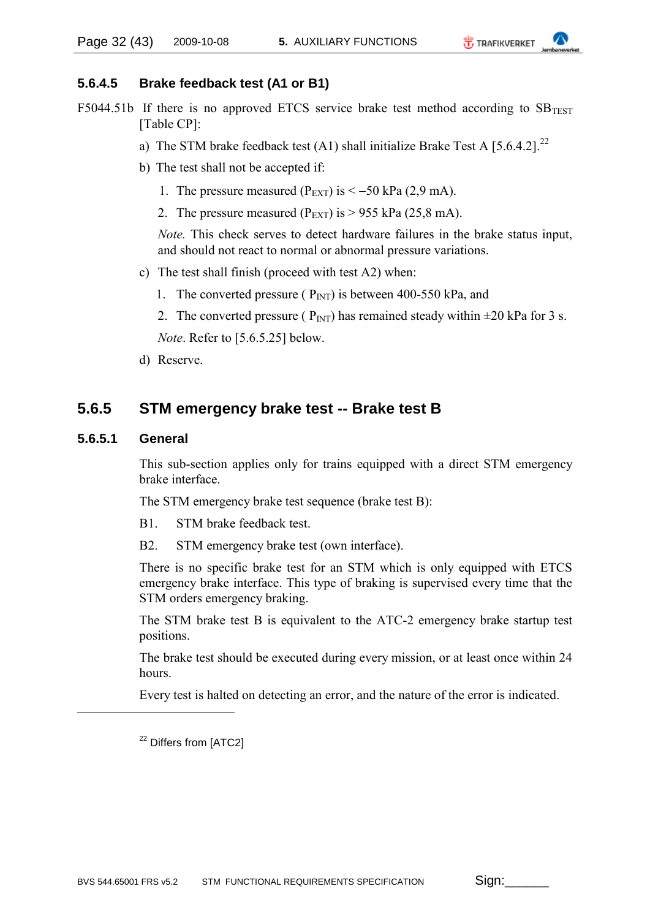#### 5.6.4.5 Brake feedback test (A1 or B1)

F5044.51b If there is no approved ETCS service brake test method according to $SB_{TEST}$ [Table CP]:

a) The STM brake feedback test (A1) shall initialize Brake Test A [5.6.4.2].[22]

b) The test shall not be accepted if:

1. The pressure measured ($P_{EXT}$) is < −50 kPa (2,9 mA).
2. The pressure measured ($P_{EXT}$) is > 955 kPa (25,8 mA).

*Note.* This check serves to detect hardware failures in the brake status input, and should not react to normal or abnormal pressure variations.

c) The test shall finish (proceed with test A2) when:

1. The converted pressure ( $P_{INT}$) is between 400-550 kPa, and
2. The converted pressure ( $P_{INT}$) has remained steady within ±20 kPa for 3 s.

*Note*. Refer to [5.6.5.25] below.

d) Reserve.

### 5.6.5 STM emergency brake test -- Brake test B

#### 5.6.5.1 General

This sub-section applies only for trains equipped with a direct STM emergency brake interface.

The STM emergency brake test sequence (brake test B):

B1. STM brake feedback test.

B2. STM emergency brake test (own interface).

There is no specific brake test for an STM which is only equipped with ETCS emergency brake interface. This type of braking is supervised every time that the STM orders emergency braking.

The STM brake test B is equivalent to the ATC-2 emergency brake startup test positions.

The brake test should be executed during every mission, or at least once within 24 hours.

Every test is halted on detecting an error, and the nature of the error is indicated.

---

[22] Differs from [ATC2]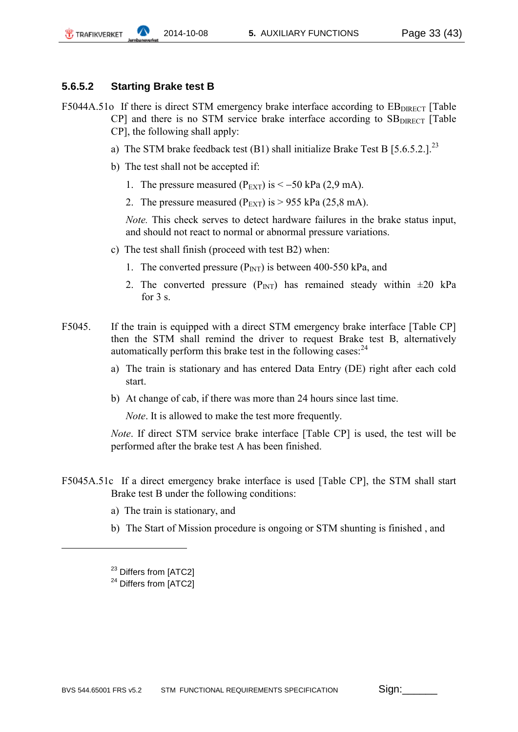### 5.6.5.2 Starting Brake test B

F5044A.51o If there is direct STM emergency brake interface according to $EB_{DIRECT}$ [Table CP] and there is no STM service brake interface according to $SB_{DIRECT}$ [Table CP], the following shall apply:

a) The STM brake feedback test (B1) shall initialize Brake Test B [5.6.5.2.].[23]

b) The test shall not be accepted if:

1. The pressure measured ($P_{EXT}$) is < −50 kPa (2,9 mA).
2. The pressure measured ($P_{EXT}$) is > 955 kPa (25,8 mA).

*Note.* This check serves to detect hardware failures in the brake status input, and should not react to normal or abnormal pressure variations.

c) The test shall finish (proceed with test B2) when:

1. The converted pressure ($P_{INT}$) is between 400-550 kPa, and
2. The converted pressure ($P_{INT}$) has remained steady within ±20 kPa for 3 s.

F5045. If the train is equipped with a direct STM emergency brake interface [Table CP] then the STM shall remind the driver to request Brake test B, alternatively automatically perform this brake test in the following cases:[24]

a) The train is stationary and has entered Data Entry (DE) right after each cold start.

b) At change of cab, if there was more than 24 hours since last time.

*Note*. It is allowed to make the test more frequently.

*Note*. If direct STM service brake interface [Table CP] is used, the test will be performed after the brake test A has been finished.

F5045A.51c If a direct emergency brake interface is used [Table CP], the STM shall start Brake test B under the following conditions:

a) The train is stationary, and

b) The Start of Mission procedure is ongoing or STM shunting is finished , and

---

[23] Differs from [ATC2]

[24] Differs from [ATC2]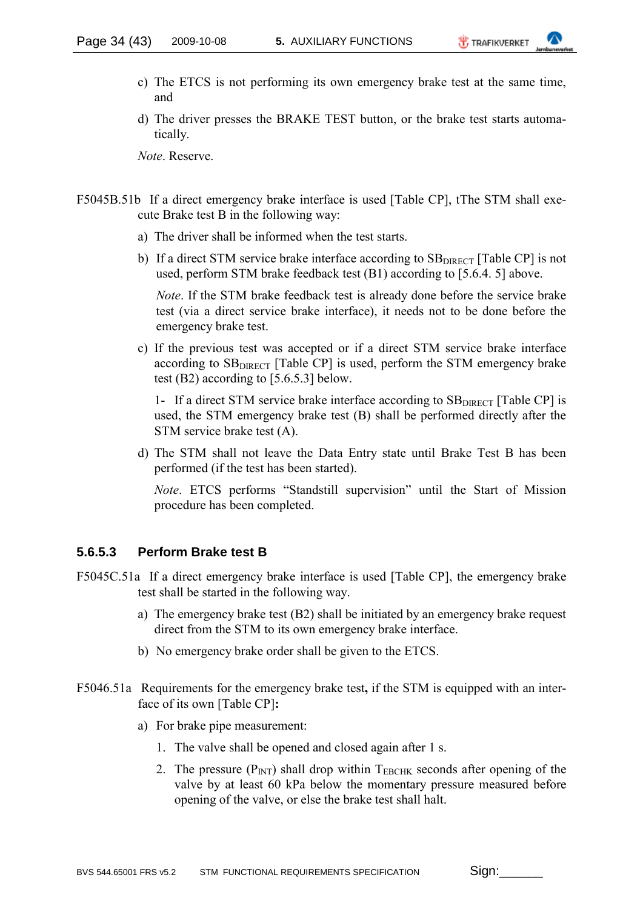c) The ETCS is not performing its own emergency brake test at the same time, and

d) The driver presses the BRAKE TEST button, or the brake test starts automatically.

*Note*. Reserve.

F5045B.51b If a direct emergency brake interface is used [Table CP], tThe STM shall execute Brake test B in the following way:

a) The driver shall be informed when the test starts.

b) If a direct STM service brake interface according to $SB_{DIRECT}$ [Table CP] is not used, perform STM brake feedback test (B1) according to [5.6.4. 5] above.

*Note*. If the STM brake feedback test is already done before the service brake test (via a direct service brake interface), it needs not to be done before the emergency brake test.

c) If the previous test was accepted or if a direct STM service brake interface according to $SB_{DIRECT}$ [Table CP] is used, perform the STM emergency brake test (B2) according to [5.6.5.3] below.

1- If a direct STM service brake interface according to $SB_{DIRECT}$ [Table CP] is used, the STM emergency brake test (B) shall be performed directly after the STM service brake test (A).

d) The STM shall not leave the Data Entry state until Brake Test B has been performed (if the test has been started).

*Note*. ETCS performs “Standstill supervision” until the Start of Mission procedure has been completed.

### 5.6.5.3 Perform Brake test B

F5045C.51a If a direct emergency brake interface is used [Table CP], the emergency brake test shall be started in the following way.

a) The emergency brake test (B2) shall be initiated by an emergency brake request direct from the STM to its own emergency brake interface.

b) No emergency brake order shall be given to the ETCS.

F5046.51a Requirements for the emergency brake test**,** if the STM is equipped with an interface of its own [Table CP]**:**

a) For brake pipe measurement:

1. The valve shall be opened and closed again after 1 s.
2. The pressure ($P_{INT}$) shall drop within $T_{EBCHK}$ seconds after opening of the valve by at least 60 kPa below the momentary pressure measured before opening of the valve, or else the brake test shall halt.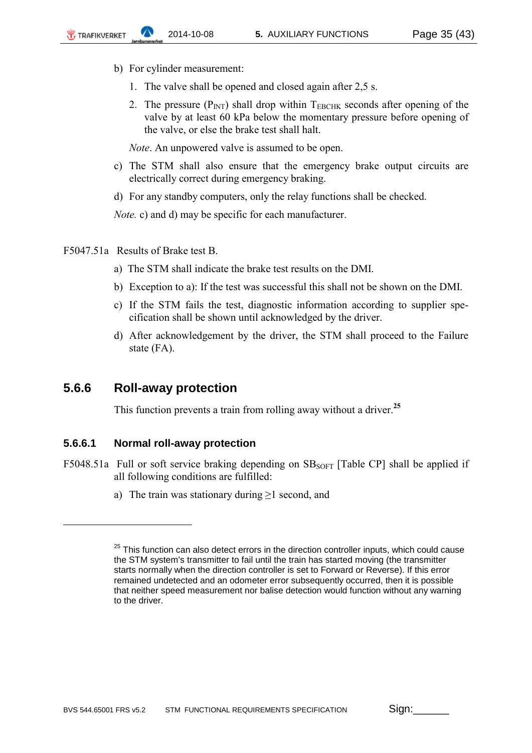b) For cylinder measurement:

   1. The valve shall be opened and closed again after 2,5 s.
   2. The pressure ($P_{INT}$) shall drop within $T_{EBCHK}$ seconds after opening of the valve by at least 60 kPa below the momentary pressure before opening of the valve, or else the brake test shall halt.

   *Note*. An unpowered valve is assumed to be open.

c) The STM shall also ensure that the emergency brake output circuits are electrically correct during emergency braking.

d) For any standby computers, only the relay functions shall be checked.

*Note.* c) and d) may be specific for each manufacturer.

F5047.51a Results of Brake test B.

a) The STM shall indicate the brake test results on the DMI.

b) Exception to a): If the test was successful this shall not be shown on the DMI.

c) If the STM fails the test, diagnostic information according to supplier specification shall be shown until acknowledged by the driver.

d) After acknowledgement by the driver, the STM shall proceed to the Failure state (FA).

## 5.6.6 Roll-away protection

This function prevents a train from rolling away without a driver.[25]

### 5.6.6.1 Normal roll-away protection

F5048.51a Full or soft service braking depending on $SB_{SOFT}$ [Table CP] shall be applied if all following conditions are fulfilled:

a) The train was stationary during ≥1 second, and

---

[25] This function can also detect errors in the direction controller inputs, which could cause the STM system's transmitter to fail until the train has started moving (the transmitter starts normally when the direction controller is set to Forward or Reverse). If this error remained undetected and an odometer error subsequently occurred, then it is possible that neither speed measurement nor balise detection would function without any warning to the driver.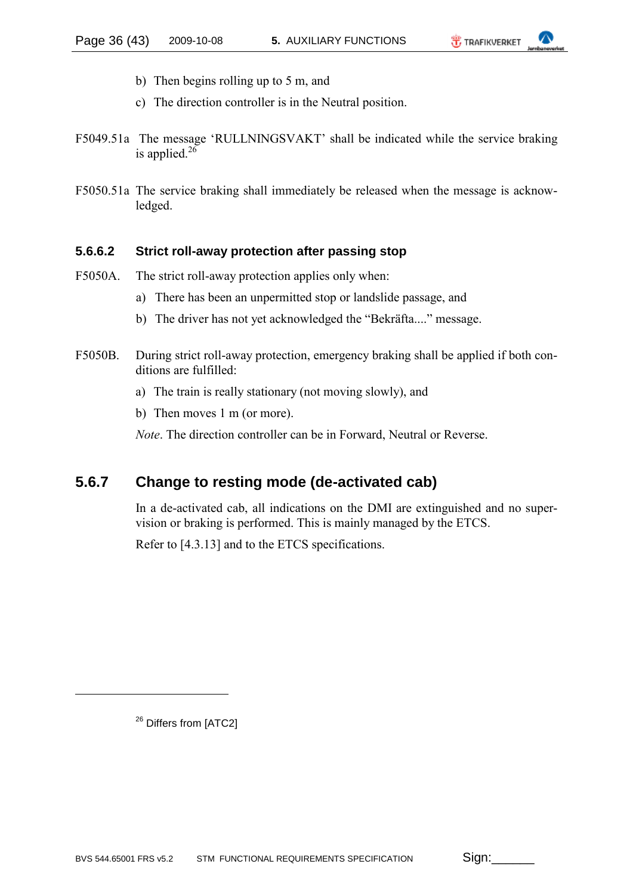b) Then begins rolling up to 5 m, and

c) The direction controller is in the Neutral position.

F5049.51a The message 'RULLNINGSVAKT' shall be indicated while the service braking is applied.[26]

F5050.51a The service braking shall immediately be released when the message is acknowledged.

### 5.6.6.2 Strict roll-away protection after passing stop

F5050A. The strict roll-away protection applies only when:

a) There has been an unpermitted stop or landslide passage, and

b) The driver has not yet acknowledged the "Bekräfta...." message.

F5050B. During strict roll-away protection, emergency braking shall be applied if both conditions are fulfilled:

a) The train is really stationary (not moving slowly), and

b) Then moves 1 m (or more).

*Note*. The direction controller can be in Forward, Neutral or Reverse.

## 5.6.7 Change to resting mode (de-activated cab)

In a de-activated cab, all indications on the DMI are extinguished and no supervision or braking is performed. This is mainly managed by the ETCS.

Refer to [4.3.13] and to the ETCS specifications.

---

[26] Differs from [ATC2]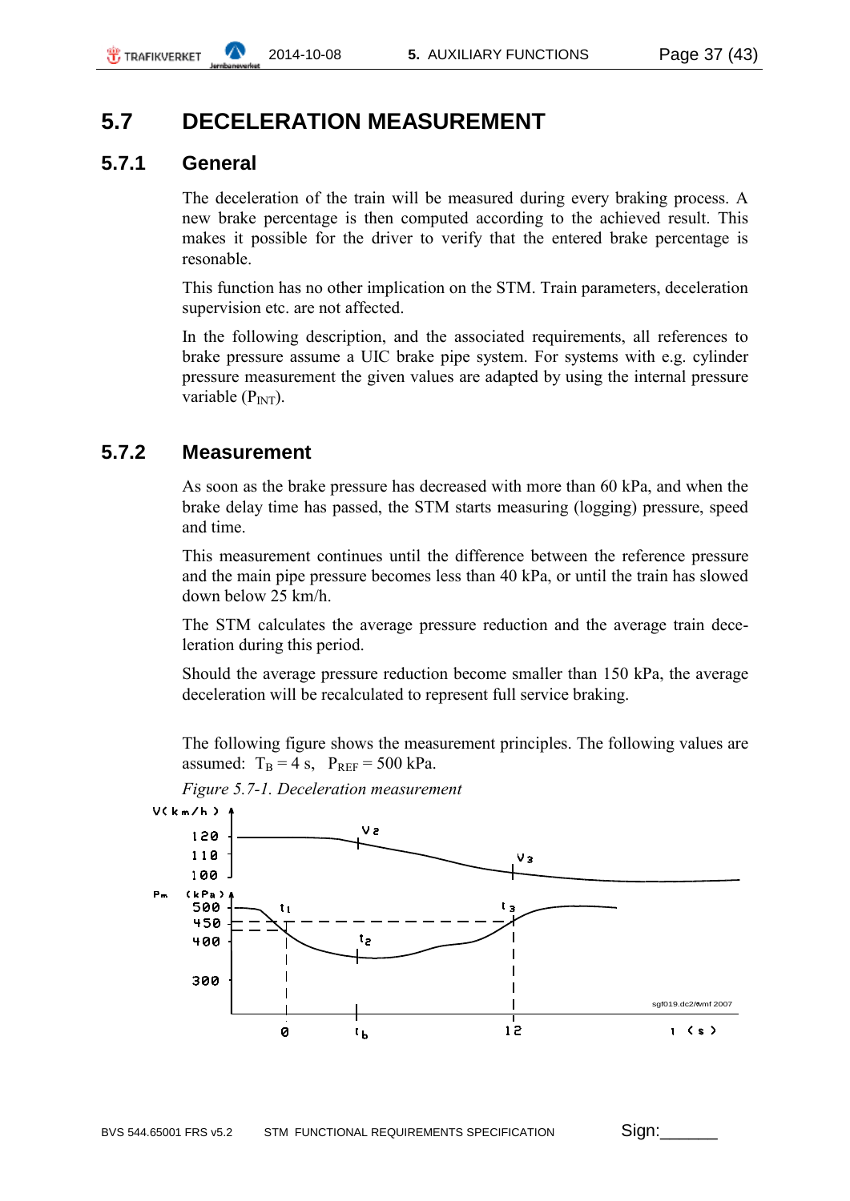## 5.7 DECELERATION MEASUREMENT

### 5.7.1 General

The deceleration of the train will be measured during every braking process. A new brake percentage is then computed according to the achieved result. This makes it possible for the driver to verify that the entered brake percentage is resonable.

This function has no other implication on the STM. Train parameters, deceleration supervision etc. are not affected.

In the following description, and the associated requirements, all references to brake pressure assume a UIC brake pipe system. For systems with e.g. cylinder pressure measurement the given values are adapted by using the internal pressure variable ($P_{INT}$).

### 5.7.2 Measurement

As soon as the brake pressure has decreased with more than 60 kPa, and when the brake delay time has passed, the STM starts measuring (logging) pressure, speed and time.

This measurement continues until the difference between the reference pressure and the main pipe pressure becomes less than 40 kPa, or until the train has slowed down below 25 km/h.

The STM calculates the average pressure reduction and the average train deceleration during this period.

Should the average pressure reduction become smaller than 150 kPa, the average deceleration will be recalculated to represent full service braking.

The following figure shows the measurement principles. The following values are assumed: $T_B = 4$ s, $P_{REF} = 500$ kPa.

*Figure 5.7-1. Deceleration measurement*

V(km/h) 120 110 100 V2 V3

Pm (kPa) 500 450 400 300 t1 t2 t3

0 tb 12 t (s)

sgf019.dc2/wmf 2007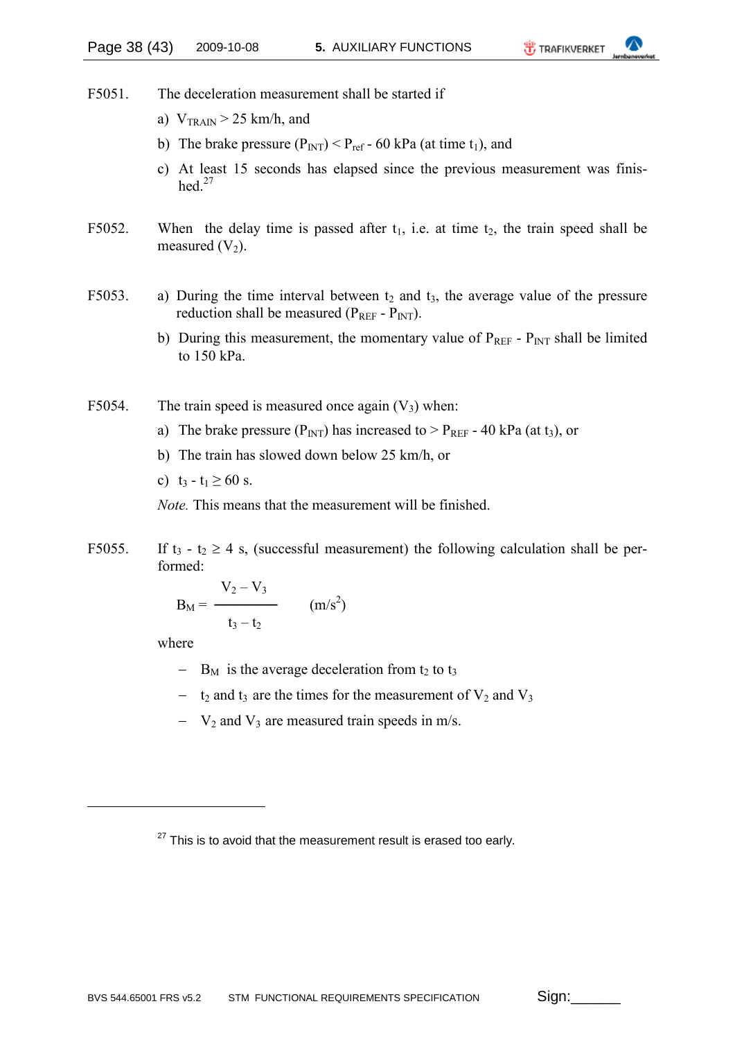F5051. The deceleration measurement shall be started if

a) $V_{TRAIN} > 25$ km/h, and

b) The brake pressure ($P_{INT}$) < $P_{ref}$ - 60 kPa (at time $t_1$), and

c) At least 15 seconds has elapsed since the previous measurement was finished.[27]

F5052. When the delay time is passed after $t_1$, i.e. at time $t_2$, the train speed shall be measured ($V_2$).

F5053. a) During the time interval between $t_2$ and $t_3$, the average value of the pressure reduction shall be measured ($P_{REF}$ - $P_{INT}$).

b) During this measurement, the momentary value of $P_{REF}$ - $P_{INT}$ shall be limited to 150 kPa.

F5054. The train speed is measured once again ($V_3$) when:

a) The brake pressure ($P_{INT}$) has increased to > $P_{REF}$ - 40 kPa (at $t_3$), or

b) The train has slowed down below 25 km/h, or

c) $t_3 - t_1 \geq 60$ s.

*Note.* This means that the measurement will be finished.

F5055. If $t_3 - t_2 \geq 4$ s, (successful measurement) the following calculation shall be performed:

$$B_M = \frac{V_2 - V_3}{t_3 - t_2} \qquad (m/s^2)$$

where

– $B_M$ is the average deceleration from $t_2$ to $t_3$

– $t_2$ and $t_3$ are the times for the measurement of $V_2$ and $V_3$

– $V_2$ and $V_3$ are measured train speeds in m/s.

---

[27] This is to avoid that the measurement result is erased too early.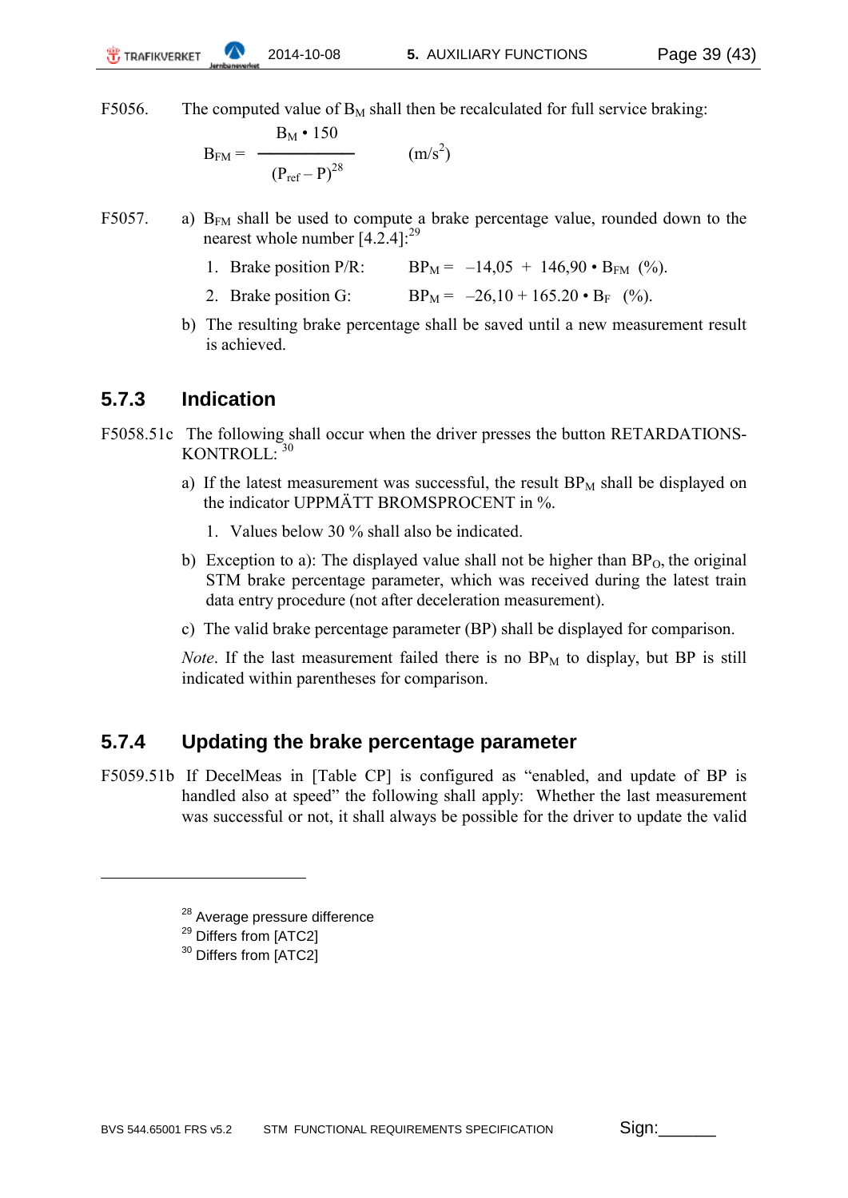F5056. The computed value of $B_M$ shall then be recalculated for full service braking:

$$B_{FM} = \frac{B_M \bullet 150}{(P_{ref} - P)^{28}} \qquad (m/s^2)$$

F5057. a) $B_{FM}$ shall be used to compute a brake percentage value, rounded down to the nearest whole number [4.2.4]:[29]

1. Brake position P/R: $BP_M = -14{,}05 + 146{,}90 \bullet B_{FM}$ (%).
2. Brake position G: $BP_M = -26{,}10 + 165.20 \bullet B_F$ (%).

b) The resulting brake percentage shall be saved until a new measurement result is achieved.

## 5.7.3 Indication

F5058.51c The following shall occur when the driver presses the button RETARDATIONS-KONTROLL: [30]

a) If the latest measurement was successful, the result $BP_M$ shall be displayed on the indicator UPPMÄTT BROMSPROCENT in %.

1. Values below 30 % shall also be indicated.

b) Exception to a): The displayed value shall not be higher than $BP_O$, the original STM brake percentage parameter, which was received during the latest train data entry procedure (not after deceleration measurement).

c) The valid brake percentage parameter (BP) shall be displayed for comparison.

*Note*. If the last measurement failed there is no $BP_M$ to display, but BP is still indicated within parentheses for comparison.

## 5.7.4 Updating the brake percentage parameter

F5059.51b If DecelMeas in [Table CP] is configured as "enabled, and update of BP is handled also at speed" the following shall apply: Whether the last measurement was successful or not, it shall always be possible for the driver to update the valid

---

[28] Average pressure difference
[29] Differs from [ATC2]
[30] Differs from [ATC2]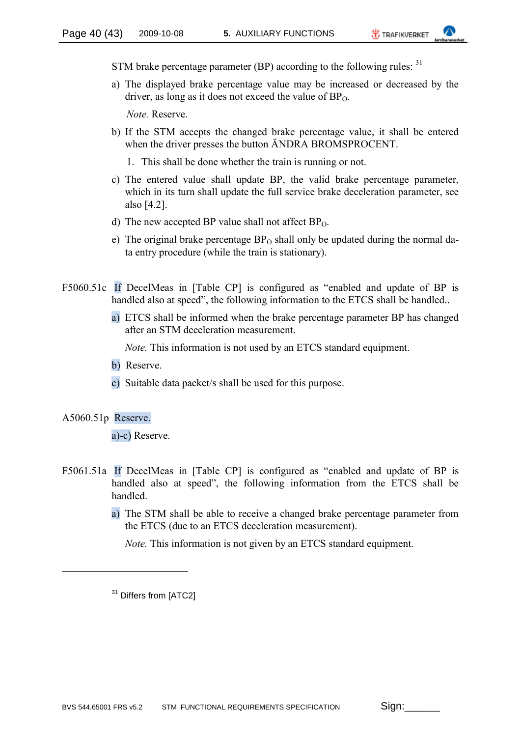STM brake percentage parameter (BP) according to the following rules: [31]

a) The displayed brake percentage value may be increased or decreased by the driver, as long as it does not exceed the value of $BP_O$.

   *Note.* Reserve.

b) If the STM accepts the changed brake percentage value, it shall be entered when the driver presses the button ÄNDRA BROMSPROCENT.

   1. This shall be done whether the train is running or not.

c) The entered value shall update BP, the valid brake percentage parameter, which in its turn shall update the full service brake deceleration parameter, see also [4.2].

d) The new accepted BP value shall not affect $BP_O$.

e) The original brake percentage $BP_O$ shall only be updated during the normal data entry procedure (while the train is stationary).

F5060.51c If DecelMeas in [Table CP] is configured as "enabled and update of BP is handled also at speed", the following information to the ETCS shall be handled..

a) ETCS shall be informed when the brake percentage parameter BP has changed after an STM deceleration measurement.

   *Note.* This information is not used by an ETCS standard equipment.

b) Reserve.

c) Suitable data packet/s shall be used for this purpose.

A5060.51p Reserve.

a)-c) Reserve.

F5061.51a If DecelMeas in [Table CP] is configured as "enabled and update of BP is handled also at speed", the following information from the ETCS shall be handled.

a) The STM shall be able to receive a changed brake percentage parameter from the ETCS (due to an ETCS deceleration measurement).

   *Note.* This information is not given by an ETCS standard equipment.

---

[31] Differs from [ATC2]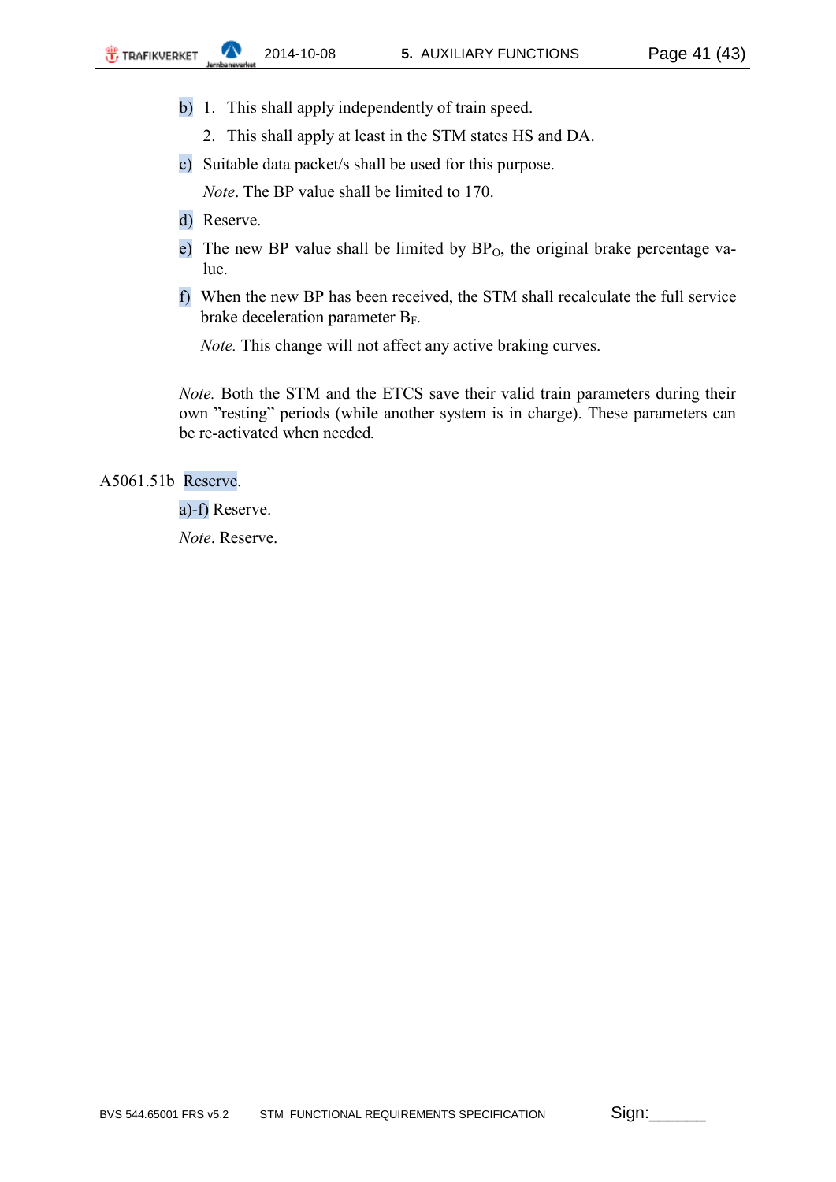b) 1. This shall apply independently of train speed.

   2. This shall apply at least in the STM states HS and DA.

c) Suitable data packet/s shall be used for this purpose.

   *Note*. The BP value shall be limited to 170.

d) Reserve.

e) The new BP value shall be limited by $BP_O$, the original brake percentage value.

f) When the new BP has been received, the STM shall recalculate the full service brake deceleration parameter $B_F$.

   *Note.* This change will not affect any active braking curves.

*Note.* Both the STM and the ETCS save their valid train parameters during their own "resting" periods (while another system is in charge). These parameters can be re-activated when needed.

A5061.51b Reserve.

a)-f) Reserve.

*Note*. Reserve.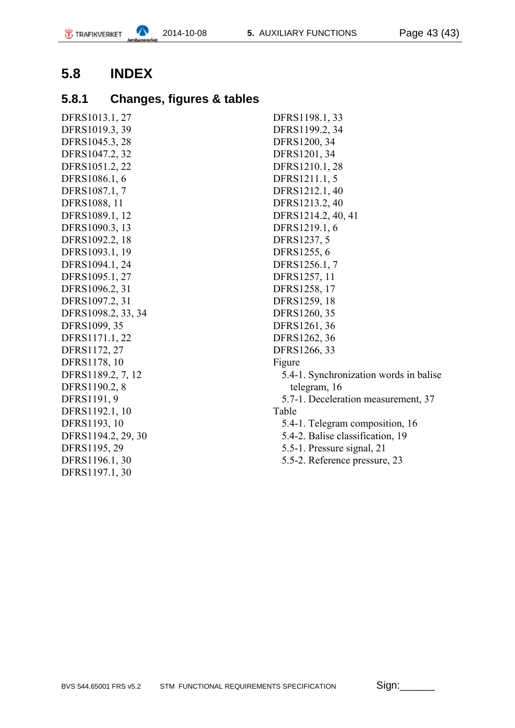## 5.8 INDEX

### 5.8.1 Changes, figures & tables

DFRS1013.1, 27
DFRS1019.3, 39
DFRS1045.3, 28
DFRS1047.2, 32
DFRS1051.2, 22
DFRS1086.1, 6
DFRS1087.1, 7
DFRS1088, 11
DFRS1089.1, 12
DFRS1090.3, 13
DFRS1092.2, 18
DFRS1093.1, 19
DFRS1094.1, 24
DFRS1095.1, 27
DFRS1096.2, 31
DFRS1097.2, 31
DFRS1098.2, 33, 34
DFRS1099, 35
DFRS1171.1, 22
DFRS1172, 27
DFRS1178, 10
DFRS1189.2, 7, 12
DFRS1190.2, 8
DFRS1191, 9
DFRS1192.1, 10
DFRS1193, 10
DFRS1194.2, 29, 30
DFRS1195, 29
DFRS1196.1, 30
DFRS1197.1, 30
DFRS1198.1, 33
DFRS1199.2, 34
DFRS1200, 34
DFRS1201, 34
DFRS1210.1, 28
DFRS1211.1, 5
DFRS1212.1, 40
DFRS1213.2, 40
DFRS1214.2, 40, 41
DFRS1219.1, 6
DFRS1237, 5
DFRS1255, 6
DFRS1256.1, 7
DFRS1257, 11
DFRS1258, 17
DFRS1259, 18
DFRS1260, 35
DFRS1261, 36
DFRS1262, 36
DFRS1266, 33
Figure
- 5.4-1. Synchronization words in balise telegram, 16
- 5.7-1. Deceleration measurement, 37

Table
- 5.4-1. Telegram composition, 16
- 5.4-2. Balise classification, 19
- 5.5-1. Pressure signal, 21
- 5.5-2. Reference pressure, 23